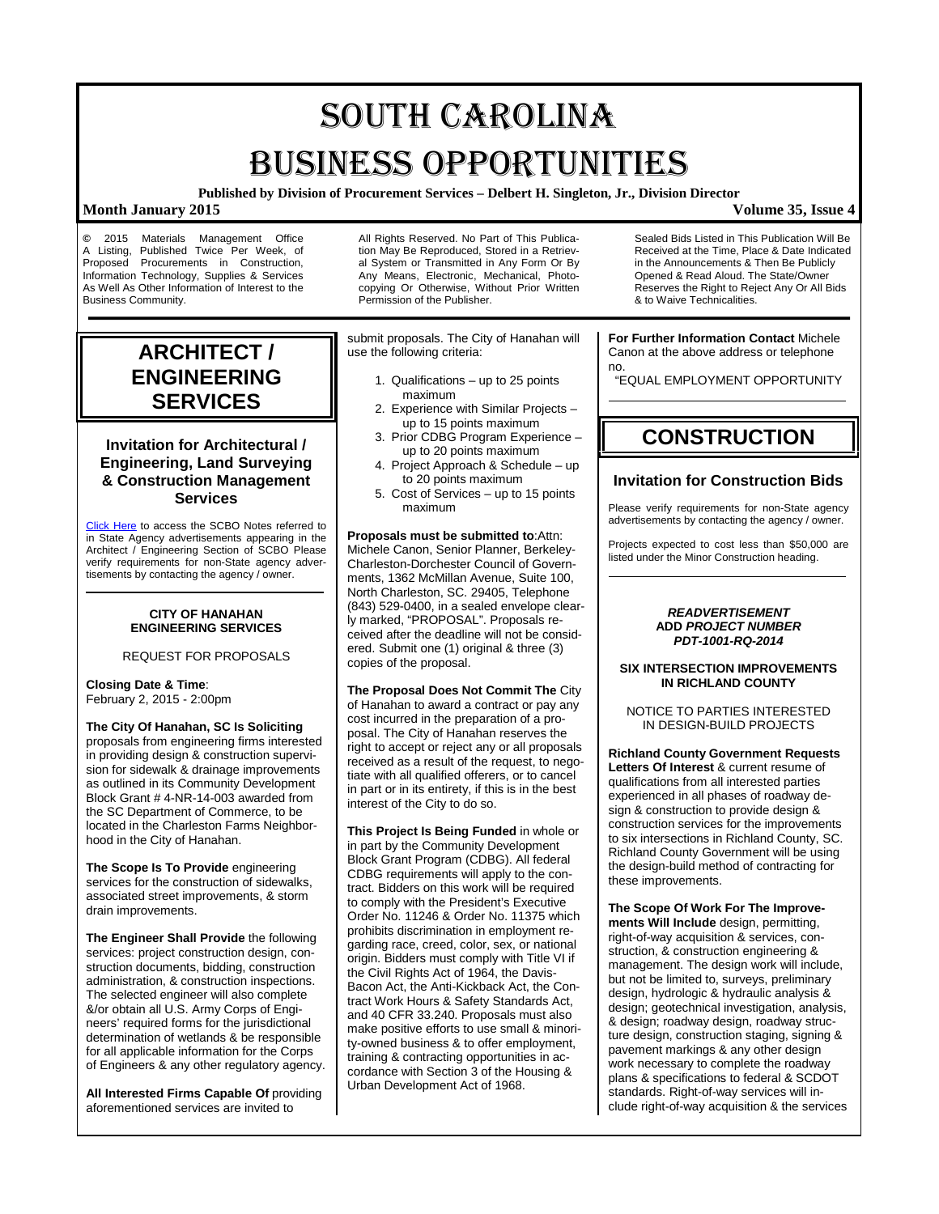# SOUTH CAROLINA BUSINESS OPPORTUNITIES

**Published by Division of Procurement Services – Delbert H. Singleton, Jr., Division Director**

**Month January 2015** **Volume 35, Issue 4**

© 2015 Materials Management Office A Listing, Published Twice Per Week, of Proposed Procurements in Construction, Information Technology, Supplies & Services As Well As Other Information of Interest to the Business Community.

All Rights Reserved. No Part of This Publication May Be Reproduced, Stored in a Retrieval System or Transmitted in Any Form Or By Any Means, Electronic, Mechanical, Photocopying Or Otherwise, Without Prior Written Permission of the Publisher.

Sealed Bids Listed in This Publication Will Be Received at the Time, Place & Date Indicated in the Announcements & Then Be Publicly Opened & Read Aloud. The State/Owner Reserves the Right to Reject Any Or All Bids & to Waive Technicalities.

## ARCHITECT / ENGINEERING SERVICES

### Invitation for Architectural / Engineering, Land Surveying & Construction Management Services

Click Here to access the SCBO Notes referred to in State Agency advertisements appearing in the Architect / Engineering Section of SCBO Please verify requirements for non-State agency advertisements by contacting the agency / owner.

**CITY OF HANAHAN ENGINEERING SERVICES**

REQUEST FOR PROPOSALS

**Closing Date & Time**: February 2, 2015 - 2:00pm

**The City Of Hanahan, SC Is Soliciting** proposals from engineering firms interested in providing design & construction supervision for sidewalk & drainage improvements as outlined in its Community Development Block Grant # 4-NR-14-003 awarded from the SC Department of Commerce, to be located in the Charleston Farms Neighborhood in the City of Hanahan.

**The Scope Is To Provide** engineering services for the construction of sidewalks, associated street improvements, & storm drain improvements.

**The Engineer Shall Provide** the following services: project construction design, construction documents, bidding, construction administration, & construction inspections. The selected engineer will also complete &/or obtain all U.S. Army Corps of Engineers' required forms for the jurisdictional determination of wetlands & be responsible for all applicable information for the Corps of Engineers & any other regulatory agency.

**All Interested Firms Capable Of** providing aforementioned services are invited to submit proposals. The City of Hanahan will use the following criteria:

1. Qualifications – up to 25 points maximum
2. Experience with Similar Projects – up to 15 points maximum
3. Prior CDBG Program Experience – up to 20 points maximum
4. Project Approach & Schedule – up to 20 points maximum
5. Cost of Services – up to 15 points maximum

**Proposals must be submitted to**:Attn: Michele Canon, Senior Planner, Berkeley-Charleston-Dorchester Council of Governments, 1362 McMillan Avenue, Suite 100, North Charleston, SC. 29405, Telephone (843) 529-0400, in a sealed envelope clearly marked, "PROPOSAL". Proposals received after the deadline will not be considered. Submit one (1) original & three (3) copies of the proposal.

**The Proposal Does Not Commit The** City of Hanahan to award a contract or pay any cost incurred in the preparation of a proposal. The City of Hanahan reserves the right to accept or reject any or all proposals received as a result of the request, to negotiate with all qualified offerers, or to cancel in part or in its entirety, if this is in the best interest of the City to do so.

**This Project Is Being Funded** in whole or in part by the Community Development Block Grant Program (CDBG). All federal CDBG requirements will apply to the contract. Bidders on this work will be required to comply with the President's Executive Order No. 11246 & Order No. 11375 which prohibits discrimination in employment regarding race, creed, color, sex, or national origin. Bidders must comply with Title VI if the Civil Rights Act of 1964, the Davis-Bacon Act, the Anti-Kickback Act, the Contract Work Hours & Safety Standards Act, and 40 CFR 33.240. Proposals must also make positive efforts to use small & minority-owned business & to offer employment, training & contracting opportunities in accordance with Section 3 of the Housing & Urban Development Act of 1968.

**For Further Information Contact** Michele Canon at the above address or telephone no.

"EQUAL EMPLOYMENT OPPORTUNITY

## CONSTRUCTION

### Invitation for Construction Bids

Please verify requirements for non-State agency advertisements by contacting the agency / owner.

Projects expected to cost less than $50,000 are listed under the Minor Construction heading.

***READVERTISEMENT***
**ADD** ***PROJECT NUMBER PDT-1001-RQ-2014***

**SIX INTERSECTION IMPROVEMENTS IN RICHLAND COUNTY**

NOTICE TO PARTIES INTERESTED IN DESIGN-BUILD PROJECTS

**Richland County Government Requests Letters Of Interest** & current resume of qualifications from all interested parties experienced in all phases of roadway design & construction to provide design & construction services for the improvements to six intersections in Richland County, SC. Richland County Government will be using the design-build method of contracting for these improvements.

**The Scope Of Work For The Improvements Will Include** design, permitting, right-of-way acquisition & services, construction, & construction engineering & management. The design work will include, but not be limited to, surveys, preliminary design, hydrologic & hydraulic analysis & design; geotechnical investigation, analysis, & design; roadway design, roadway structure design, construction staging, signing & pavement markings & any other design work necessary to complete the roadway plans & specifications to federal & SCDOT standards. Right-of-way services will include right-of-way acquisition & the services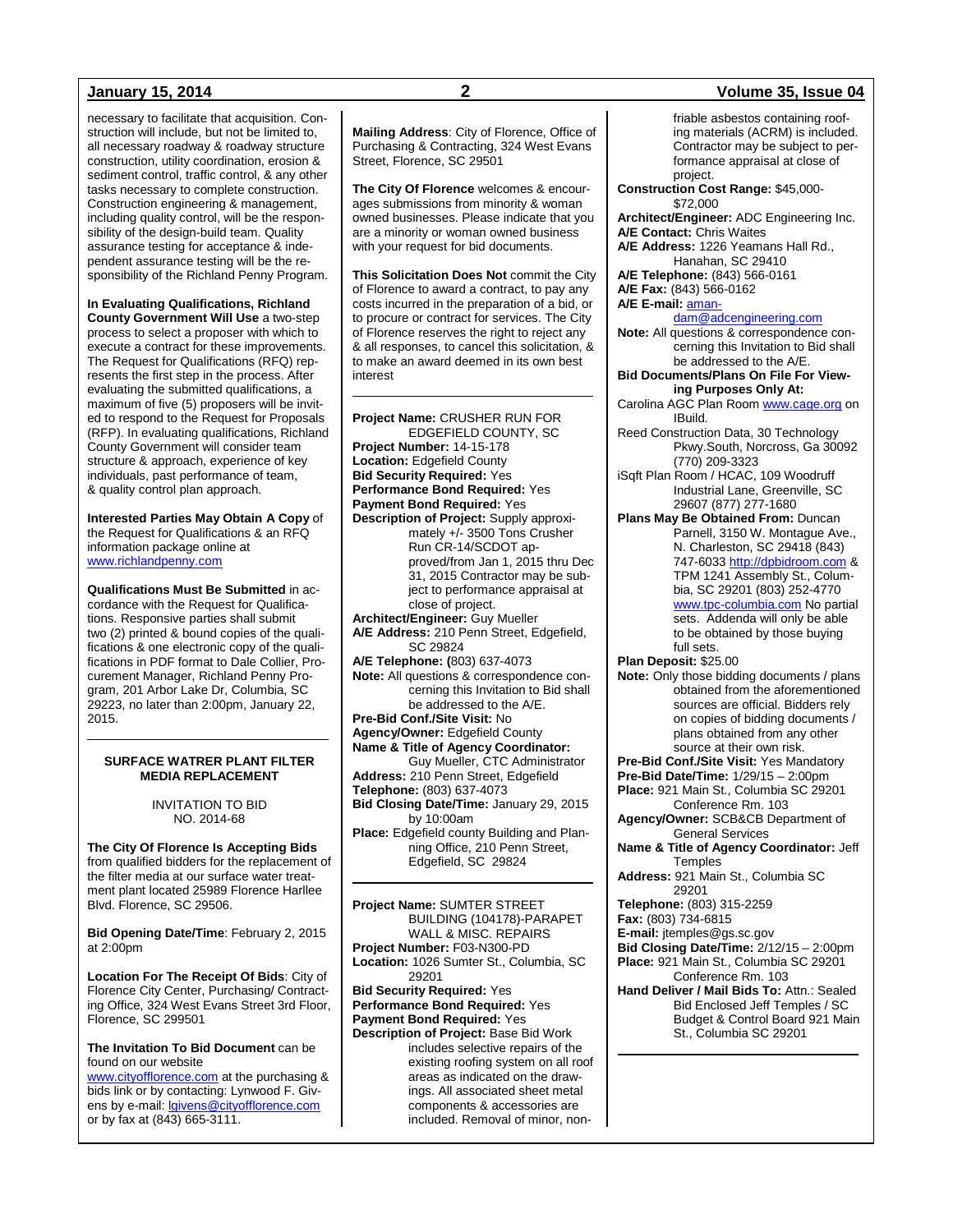necessary to facilitate that acquisition. Construction will include, but not be limited to, all necessary roadway & roadway structure construction, utility coordination, erosion & sediment control, traffic control, & any other tasks necessary to complete construction. Construction engineering & management, including quality control, will be the responsibility of the design-build team. Quality assurance testing for acceptance & independent assurance testing will be the responsibility of the Richland Penny Program.

**In Evaluating Qualifications, Richland County Government Will Use** a two-step process to select a proposer with which to execute a contract for these improvements. The Request for Qualifications (RFQ) represents the first step in the process. After evaluating the submitted qualifications, a maximum of five (5) proposers will be invited to respond to the Request for Proposals (RFP). In evaluating qualifications, Richland County Government will consider team structure & approach, experience of key individuals, past performance of team, & quality control plan approach.

**Interested Parties May Obtain A Copy** of the Request for Qualifications & an RFQ information package online at www.richlandpenny.com

**Qualifications Must Be Submitted** in accordance with the Request for Qualifications. Responsive parties shall submit two (2) printed & bound copies of the qualifications & one electronic copy of the qualifications in PDF format to Dale Collier, Procurement Manager, Richland Penny Program, 201 Arbor Lake Dr, Columbia, SC 29223, no later than 2:00pm, January 22, 2015.

---

## SURFACE WATRER PLANT FILTER MEDIA REPLACEMENT

INVITATION TO BID
NO. 2014-68

**The City Of Florence Is Accepting Bids** from qualified bidders for the replacement of the filter media at our surface water treatment plant located 25989 Florence Harllee Blvd. Florence, SC 29506.

**Bid Opening Date/Time**: February 2, 2015 at 2:00pm

**Location For The Receipt Of Bids**: City of Florence City Center, Purchasing/ Contracting Office, 324 West Evans Street 3rd Floor, Florence, SC 299501

**The Invitation To Bid Document** can be found on our website www.cityofflorence.com at the purchasing & bids link or by contacting: Lynwood F. Givens by e-mail: lgivens@cityofflorence.com or by fax at (843) 665-3111.

**Mailing Address**: City of Florence, Office of Purchasing & Contracting, 324 West Evans Street, Florence, SC 29501

**The City Of Florence** welcomes & encourages submissions from minority & woman owned businesses. Please indicate that you are a minority or woman owned business with your request for bid documents.

**This Solicitation Does Not** commit the City of Florence to award a contract, to pay any costs incurred in the preparation of a bid, or to procure or contract for services. The City of Florence reserves the right to reject any & all responses, to cancel this solicitation, & to make an award deemed in its own best interest

---

**Project Name:** CRUSHER RUN FOR EDGEFIELD COUNTY, SC
**Project Number:** 14-15-178
**Location:** Edgefield County
**Bid Security Required:** Yes
**Performance Bond Required:** Yes
**Payment Bond Required:** Yes
**Description of Project:** Supply approximately +/- 3500 Tons Crusher Run CR-14/SCDOT approved/from Jan 1, 2015 thru Dec 31, 2015 Contractor may be subject to performance appraisal at close of project.
**Architect/Engineer:** Guy Mueller
**A/E Address:** 210 Penn Street, Edgefield, SC 29824
**A/E Telephone:** (803) 637-4073
**Note:** All questions & correspondence concerning this Invitation to Bid shall be addressed to the A/E.
**Pre-Bid Conf./Site Visit:** No
**Agency/Owner:** Edgefield County
**Name & Title of Agency Coordinator:** Guy Mueller, CTC Administrator
**Address:** 210 Penn Street, Edgefield
**Telephone:** (803) 637-4073
**Bid Closing Date/Time:** January 29, 2015 by 10:00am
**Place:** Edgefield county Building and Planning Office, 210 Penn Street, Edgefield, SC 29824

---

**Project Name:** SUMTER STREET BUILDING (104178)-PARAPET WALL & MISC. REPAIRS
**Project Number:** F03-N300-PD
**Location:** 1026 Sumter St., Columbia, SC 29201
**Bid Security Required:** Yes
**Performance Bond Required:** Yes
**Payment Bond Required:** Yes
**Description of Project:** Base Bid Work includes selective repairs of the existing roofing system on all roof areas as indicated on the drawings. All associated sheet metal components & accessories are included. Removal of minor, non-friable asbestos containing roofing materials (ACRM) is included. Contractor may be subject to performance appraisal at close of project.
**Construction Cost Range:** $45,000-$72,000
**Architect/Engineer:** ADC Engineering Inc.
**A/E Contact:** Chris Waites
**A/E Address:** 1226 Yeamans Hall Rd., Hanahan, SC 29410
**A/E Telephone:** (843) 566-0161
**A/E Fax:** (843) 566-0162
**A/E E-mail:** amandam@adcengineering.com
**Note:** All questions & correspondence concerning this Invitation to Bid shall be addressed to the A/E.
**Bid Documents/Plans On File For Viewing Purposes Only At:**
Carolina AGC Plan Room www.cage.org on IBuild.
Reed Construction Data, 30 Technology Pkwy.South, Norcross, Ga 30092 (770) 209-3323
iSqft Plan Room / HCAC, 109 Woodruff Industrial Lane, Greenville, SC 29607 (877) 277-1680
**Plans May Be Obtained From:** Duncan Parnell, 3150 W. Montague Ave., N. Charleston, SC 29418 (843) 747-6033 http://dpbidroom.com & TPM 1241 Assembly St., Columbia, SC 29201 (803) 252-4770 www.tpc-columbia.com No partial sets. Addenda will only be able to be obtained by those buying full sets.
**Plan Deposit:** $25.00
**Note:** Only those bidding documents / plans obtained from the aforementioned sources are official. Bidders rely on copies of bidding documents / plans obtained from any other source at their own risk.
**Pre-Bid Conf./Site Visit:** Yes Mandatory
**Pre-Bid Date/Time:** 1/29/15 – 2:00pm
**Place:** 921 Main St., Columbia SC 29201 Conference Rm. 103
**Agency/Owner:** SCB&CB Department of General Services
**Name & Title of Agency Coordinator:** Jeff Temples
**Address:** 921 Main St., Columbia SC 29201
**Telephone:** (803) 315-2259
**Fax:** (803) 734-6815
**E-mail:** jtemples@gs.sc.gov
**Bid Closing Date/Time:** 2/12/15 – 2:00pm
**Place:** 921 Main St., Columbia SC 29201 Conference Rm. 103
**Hand Deliver / Mail Bids To:** Attn.: Sealed Bid Enclosed Jeff Temples / SC Budget & Control Board 921 Main St., Columbia SC 29201

---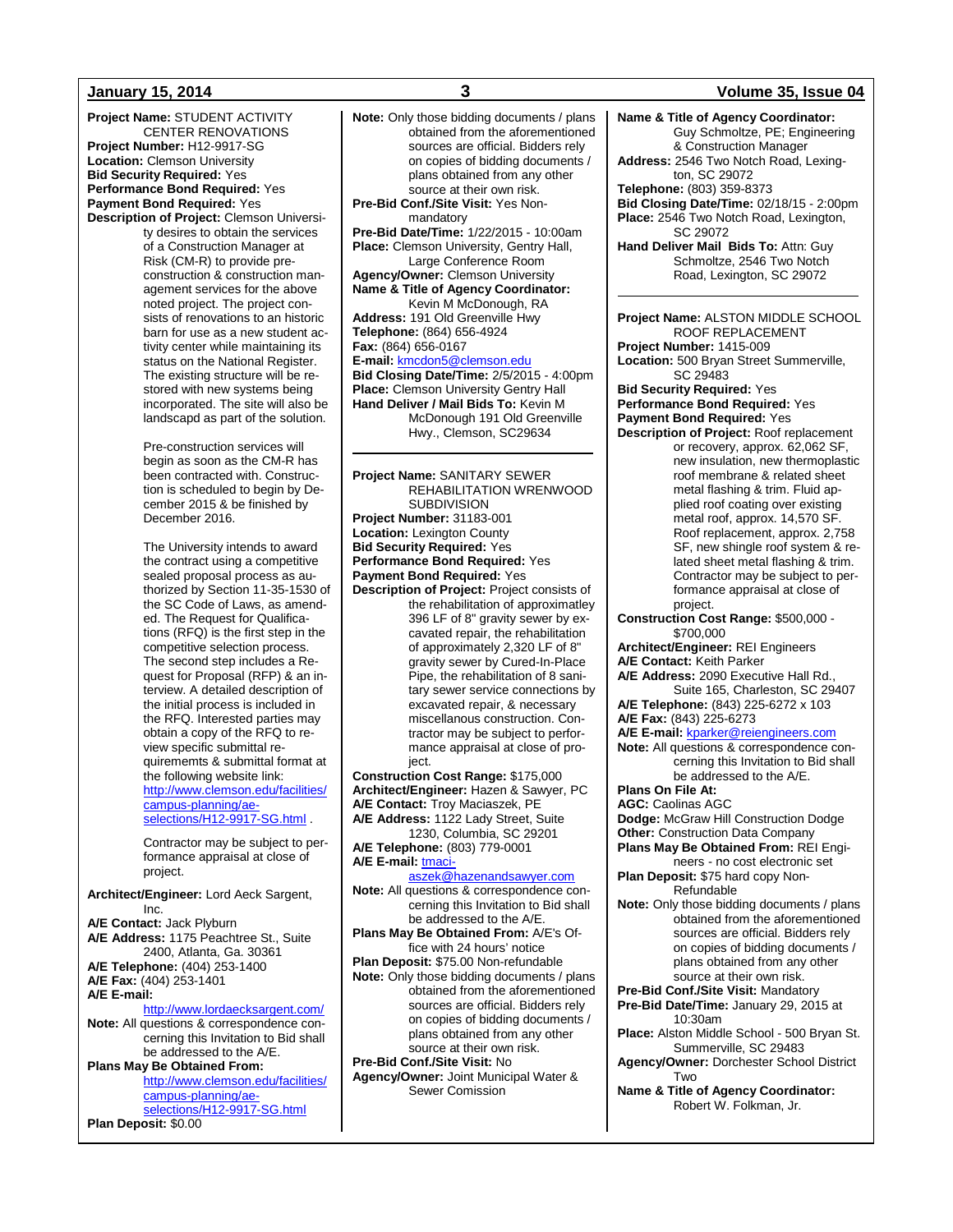**Project Name:** STUDENT ACTIVITY CENTER RENOVATIONS
**Project Number:** H12-9917-SG
**Location:** Clemson University
**Bid Security Required:** Yes
**Performance Bond Required:** Yes
**Payment Bond Required:** Yes
**Description of Project:** Clemson University desires to obtain the services of a Construction Manager at Risk (CM-R) to provide pre-construction & construction management services for the above noted project. The project consists of renovations to an historic barn for use as a new student activity center while maintaining its status on the National Register. The existing structure will be restored with new systems being incorporated. The site will also be landscapd as part of the solution.

Pre-construction services will begin as soon as the CM-R has been contracted with. Construction is scheduled to begin by December 2015 & be finished by December 2016.

The University intends to award the contract using a competitive sealed proposal process as authorized by Section 11-35-1530 of the SC Code of Laws, as amended. The Request for Qualifications (RFQ) is the first step in the competitive selection process. The second step includes a Request for Proposal (RFP) & an interview. A detailed description of the initial process is included in the RFQ. Interested parties may obtain a copy of the RFQ to review specific submittal requirememts & submittal format at the following website link: http://www.clemson.edu/facilities/campus-planning/ae-selections/H12-9917-SG.html .

Contractor may be subject to performance appraisal at close of project.

**Architect/Engineer:** Lord Aeck Sargent, Inc.
**A/E Contact:** Jack Plyburn
**A/E Address:** 1175 Peachtree St., Suite 2400, Atlanta, Ga. 30361
**A/E Telephone:** (404) 253-1400
**A/E Fax:** (404) 253-1401
**A/E E-mail:** http://www.lordaecksargent.com/
**Note:** All questions & correspondence concerning this Invitation to Bid shall be addressed to the A/E.
**Plans May Be Obtained From:** http://www.clemson.edu/facilities/campus-planning/ae-selections/H12-9917-SG.html
**Plan Deposit:** $0.00
**Note:** Only those bidding documents / plans obtained from the aforementioned sources are official. Bidders rely on copies of bidding documents / plans obtained from any other source at their own risk.
**Pre-Bid Conf./Site Visit:** Yes Non-mandatory
**Pre-Bid Date/Time:** 1/22/2015 - 10:00am
**Place:** Clemson University, Gentry Hall, Large Conference Room
**Agency/Owner:** Clemson University
**Name & Title of Agency Coordinator:** Kevin M McDonough, RA
**Address:** 191 Old Greenville Hwy
**Telephone:** (864) 656-4924
**Fax:** (864) 656-0167
**E-mail:** kmcdon5@clemson.edu
**Bid Closing Date/Time:** 2/5/2015 - 4:00pm
**Place:** Clemson University Gentry Hall
**Hand Deliver / Mail Bids To:** Kevin M McDonough 191 Old Greenville Hwy., Clemson, SC29634

---

**Project Name:** SANITARY SEWER REHABILITATION WRENWOOD SUBDIVISION
**Project Number:** 31183-001
**Location:** Lexington County
**Bid Security Required:** Yes
**Performance Bond Required:** Yes
**Payment Bond Required:** Yes
**Description of Project:** Project consists of the rehabilitation of approximately 396 LF of 8" gravity sewer by excavated repair, the rehabilitation of approximately 2,320 LF of 8" gravity sewer by Cured-In-Place Pipe, the rehabilitation of 8 sanitary sewer service connections by excavated repair, & necessary miscellaneous construction. Contractor may be subject to performance appraisal at close of project.
**Construction Cost Range:** $175,000
**Architect/Engineer:** Hazen & Sawyer, PC
**A/E Contact:** Troy Maciaszek, PE
**A/E Address:** 1122 Lady Street, Suite 1230, Columbia, SC 29201
**A/E Telephone:** (803) 779-0001
**A/E E-mail:** tmaciaszek@hazenandsawyer.com
**Note:** All questions & correspondence concerning this Invitation to Bid shall be addressed to the A/E.
**Plans May Be Obtained From:** A/E's Office with 24 hours' notice
**Plan Deposit:** $75.00 Non-refundable
**Note:** Only those bidding documents / plans obtained from the aforementioned sources are official. Bidders rely on copies of bidding documents / plans obtained from any other source at their own risk.
**Pre-Bid Conf./Site Visit:** No
**Agency/Owner:** Joint Municipal Water & Sewer Comission
**Name & Title of Agency Coordinator:** Guy Schmoltze, PE; Engineering & Construction Manager
**Address:** 2546 Two Notch Road, Lexington, SC 29072
**Telephone:** (803) 359-8373
**Bid Closing Date/Time:** 02/18/15 - 2:00pm
**Place:** 2546 Two Notch Road, Lexington, SC 29072
**Hand Deliver Mail Bids To:** Attn: Guy Schmoltze, 2546 Two Notch Road, Lexington, SC 29072

---

**Project Name:** ALSTON MIDDLE SCHOOL ROOF REPLACEMENT
**Project Number:** 1415-009
**Location:** 500 Bryan Street Summerville, SC 29483
**Bid Security Required:** Yes
**Performance Bond Required:** Yes
**Payment Bond Required:** Yes
**Description of Project:** Roof replacement or recovery, approx. 62,062 SF, new insulation, new thermoplastic roof membrane & related sheet metal flashing & trim. Fluid applied roof coating over existing metal roof, approx. 14,570 SF. Roof replacement, approx. 2,758 SF, new shingle roof system & related sheet metal flashing & trim. Contractor may be subject to performance appraisal at close of project.
**Construction Cost Range:** $500,000 - $700,000
**Architect/Engineer:** REI Engineers
**A/E Contact:** Keith Parker
**A/E Address:** 2090 Executive Hall Rd., Suite 165, Charleston, SC 29407
**A/E Telephone:** (843) 225-6272 x 103
**A/E Fax:** (843) 225-6273
**A/E E-mail:** kparker@reiengineers.com
**Note:** All questions & correspondence concerning this Invitation to Bid shall be addressed to the A/E.
**Plans On File At:**
**AGC:** Caolinas AGC
**Dodge:** McGraw Hill Construction Dodge
**Other:** Construction Data Company
**Plans May Be Obtained From:** REI Engineers - no cost electronic set
**Plan Deposit:** $75 hard copy Non-Refundable
**Note:** Only those bidding documents / plans obtained from the aforementioned sources are official. Bidders rely on copies of bidding documents / plans obtained from any other source at their own risk.
**Pre-Bid Conf./Site Visit:** Mandatory
**Pre-Bid Date/Time:** January 29, 2015 at 10:30am
**Place:** Alston Middle School - 500 Bryan St. Summerville, SC 29483
**Agency/Owner:** Dorchester School District Two
**Name & Title of Agency Coordinator:** Robert W. Folkman, Jr.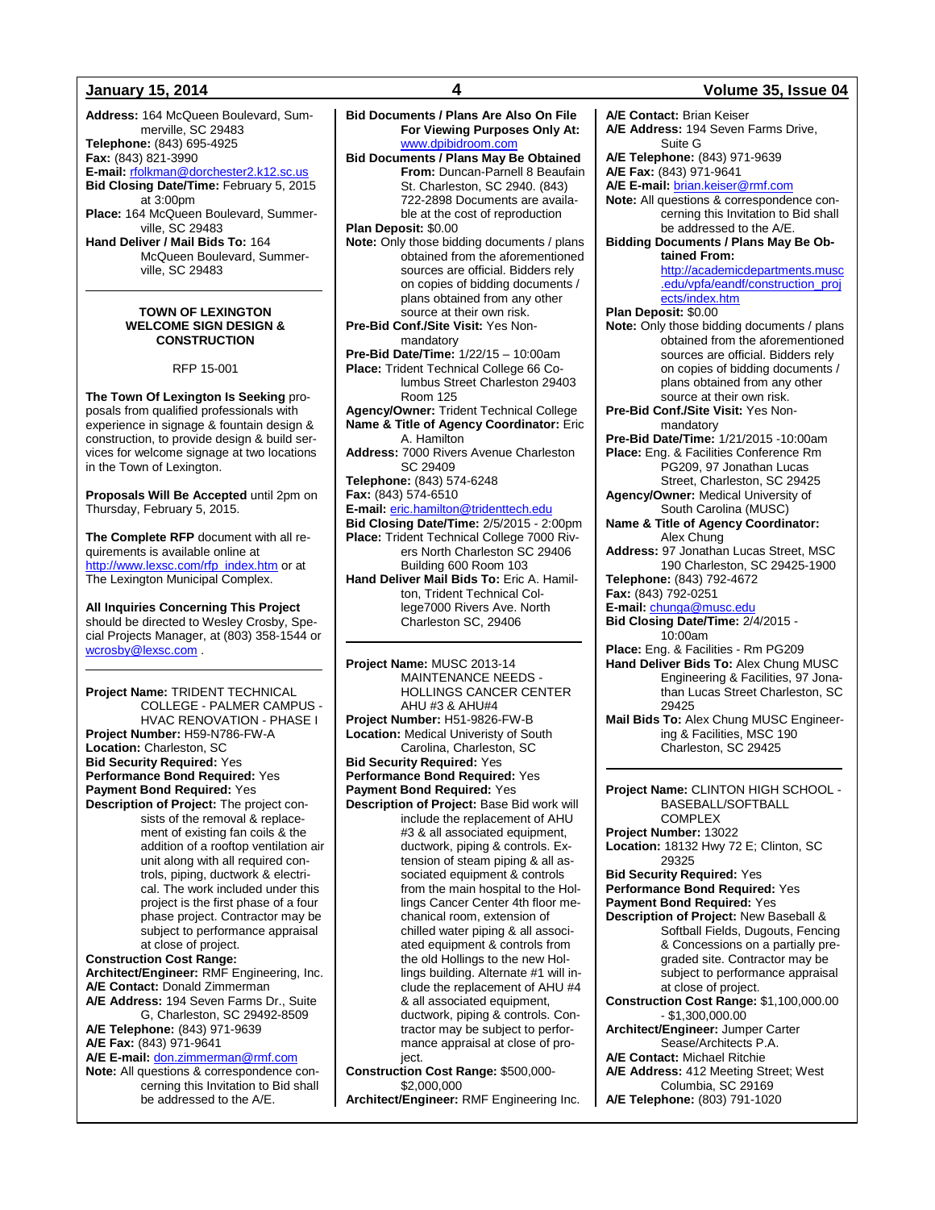**Address:** 164 McQueen Boulevard, Summerville, SC 29483
**Telephone:** (843) 695-4925
**Fax:** (843) 821-3990
**E-mail:** rfolkman@dorchester2.k12.sc.us
**Bid Closing Date/Time:** February 5, 2015 at 3:00pm
**Place:** 164 McQueen Boulevard, Summerville, SC 29483
**Hand Deliver / Mail Bids To:** 164 McQueen Boulevard, Summerville, SC 29483

---

### TOWN OF LEXINGTON WELCOME SIGN DESIGN & CONSTRUCTION

RFP 15-001

**The Town Of Lexington Is Seeking** proposals from qualified professionals with experience in signage & fountain design & construction, to provide design & build services for welcome signage at two locations in the Town of Lexington.

**Proposals Will Be Accepted** until 2pm on Thursday, February 5, 2015.

**The Complete RFP** document with all requirements is available online at http://www.lexsc.com/rfp_index.htm or at The Lexington Municipal Complex.

**All Inquiries Concerning This Project** should be directed to Wesley Crosby, Special Projects Manager, at (803) 358-1544 or wcrosby@lexsc.com .

---

**Project Name:** TRIDENT TECHNICAL COLLEGE - PALMER CAMPUS - HVAC RENOVATION - PHASE I
**Project Number:** H59-N786-FW-A
**Location:** Charleston, SC
**Bid Security Required:** Yes
**Performance Bond Required:** Yes
**Payment Bond Required:** Yes
**Description of Project:** The project consists of the removal & replacement of existing fan coils & the addition of a rooftop ventilation air unit along with all required controls, piping, ductwork & electrical. The work included under this project is the first phase of a four phase project. Contractor may be subject to performance appraisal at close of project.
**Construction Cost Range:**
**Architect/Engineer:** RMF Engineering, Inc.
**A/E Contact:** Donald Zimmerman
**A/E Address:** 194 Seven Farms Dr., Suite G, Charleston, SC 29492-8509
**A/E Telephone:** (843) 971-9639
**A/E Fax:** (843) 971-9641
**A/E E-mail:** don.zimmerman@rmf.com
**Note:** All questions & correspondence concerning this Invitation to Bid shall be addressed to the A/E.
**Bid Documents / Plans Are Also On File For Viewing Purposes Only At:** www.dpibidroom.com
**Bid Documents / Plans May Be Obtained From:** Duncan-Parnell 8 Beaufain St. Charleston, SC 2940. (843) 722-2898 Documents are available at the cost of reproduction
**Plan Deposit:** $0.00
**Note:** Only those bidding documents / plans obtained from the aforementioned sources are official. Bidders rely on copies of bidding documents / plans obtained from any other source at their own risk.
**Pre-Bid Conf./Site Visit:** Yes Non-mandatory
**Pre-Bid Date/Time:** 1/22/15 – 10:00am
**Place:** Trident Technical College 66 Columbus Street Charleston 29403 Room 125
**Agency/Owner:** Trident Technical College
**Name & Title of Agency Coordinator:** Eric A. Hamilton
**Address:** 7000 Rivers Avenue Charleston SC 29409
**Telephone:** (843) 574-6248
**Fax:** (843) 574-6510
**E-mail:** eric.hamilton@tridenttech.edu
**Bid Closing Date/Time:** 2/5/2015 - 2:00pm
**Place:** Trident Technical College 7000 Rivers North Charleston SC 29406 Building 600 Room 103
**Hand Deliver Mail Bids To:** Eric A. Hamilton, Trident Technical College7000 Rivers Ave. North Charleston SC, 29406

---

**Project Name:** MUSC 2013-14 MAINTENANCE NEEDS - HOLLINGS CANCER CENTER AHU #3 & AHU#4
**Project Number:** H51-9826-FW-B
**Location:** Medical Univeristy of South Carolina, Charleston, SC
**Bid Security Required:** Yes
**Performance Bond Required:** Yes
**Payment Bond Required:** Yes
**Description of Project:** Base Bid work will include the replacement of AHU #3 & all associated equipment, ductwork, piping & controls. Extension of steam piping & all associated equipment & controls from the main hospital to the Hollings Cancer Center 4th floor mechanical room, extension of chilled water piping & all associated equipment & controls from the old Hollings to the new Hollings building. Alternate #1 will include the replacement of AHU #4 & all associated equipment, ductwork, piping & controls. Contractor may be subject to performance appraisal at close of project.
**Construction Cost Range:** $500,000-$2,000,000
**Architect/Engineer:** RMF Engineering Inc.
**A/E Contact:** Brian Keiser
**A/E Address:** 194 Seven Farms Drive, Suite G
**A/E Telephone:** (843) 971-9639
**A/E Fax:** (843) 971-9641
**A/E E-mail:** brian.keiser@rmf.com
**Note:** All questions & correspondence concerning this Invitation to Bid shall be addressed to the A/E.
**Bidding Documents / Plans May Be Obtained From:** http://academicdepartments.musc.edu/vpfa/eandf/construction_projects/index.htm
**Plan Deposit:** $0.00
**Note:** Only those bidding documents / plans obtained from the aforementioned sources are official. Bidders rely on copies of bidding documents / plans obtained from any other source at their own risk.
**Pre-Bid Conf./Site Visit:** Yes Non-mandatory
**Pre-Bid Date/Time:** 1/21/2015 -10:00am
**Place:** Eng. & Facilities Conference Rm PG209, 97 Jonathan Lucas Street, Charleston, SC 29425
**Agency/Owner:** Medical University of South Carolina (MUSC)
**Name & Title of Agency Coordinator:** Alex Chung
**Address:** 97 Jonathan Lucas Street, MSC 190 Charleston, SC 29425-1900
**Telephone:** (843) 792-4672
**Fax:** (843) 792-0251
**E-mail:** chunga@musc.edu
**Bid Closing Date/Time:** 2/4/2015 - 10:00am
**Place:** Eng. & Facilities - Rm PG209
**Hand Deliver Bids To:** Alex Chung MUSC Engineering & Facilities, 97 Jonathan Lucas Street Charleston, SC 29425
**Mail Bids To:** Alex Chung MUSC Engineering & Facilities, MSC 190 Charleston, SC 29425

---

**Project Name:** CLINTON HIGH SCHOOL - BASEBALL/SOFTBALL COMPLEX
**Project Number:** 13022
**Location:** 18132 Hwy 72 E; Clinton, SC 29325
**Bid Security Required:** Yes
**Performance Bond Required:** Yes
**Payment Bond Required:** Yes
**Description of Project:** New Baseball & Softball Fields, Dugouts, Fencing & Concessions on a partially pre-graded site. Contractor may be subject to performance appraisal at close of project.
**Construction Cost Range:** $1,100,000.00 - $1,300,000.00
**Architect/Engineer:** Jumper Carter Sease/Architects P.A.
**A/E Contact:** Michael Ritchie
**A/E Address:** 412 Meeting Street; West Columbia, SC 29169
**A/E Telephone:** (803) 791-1020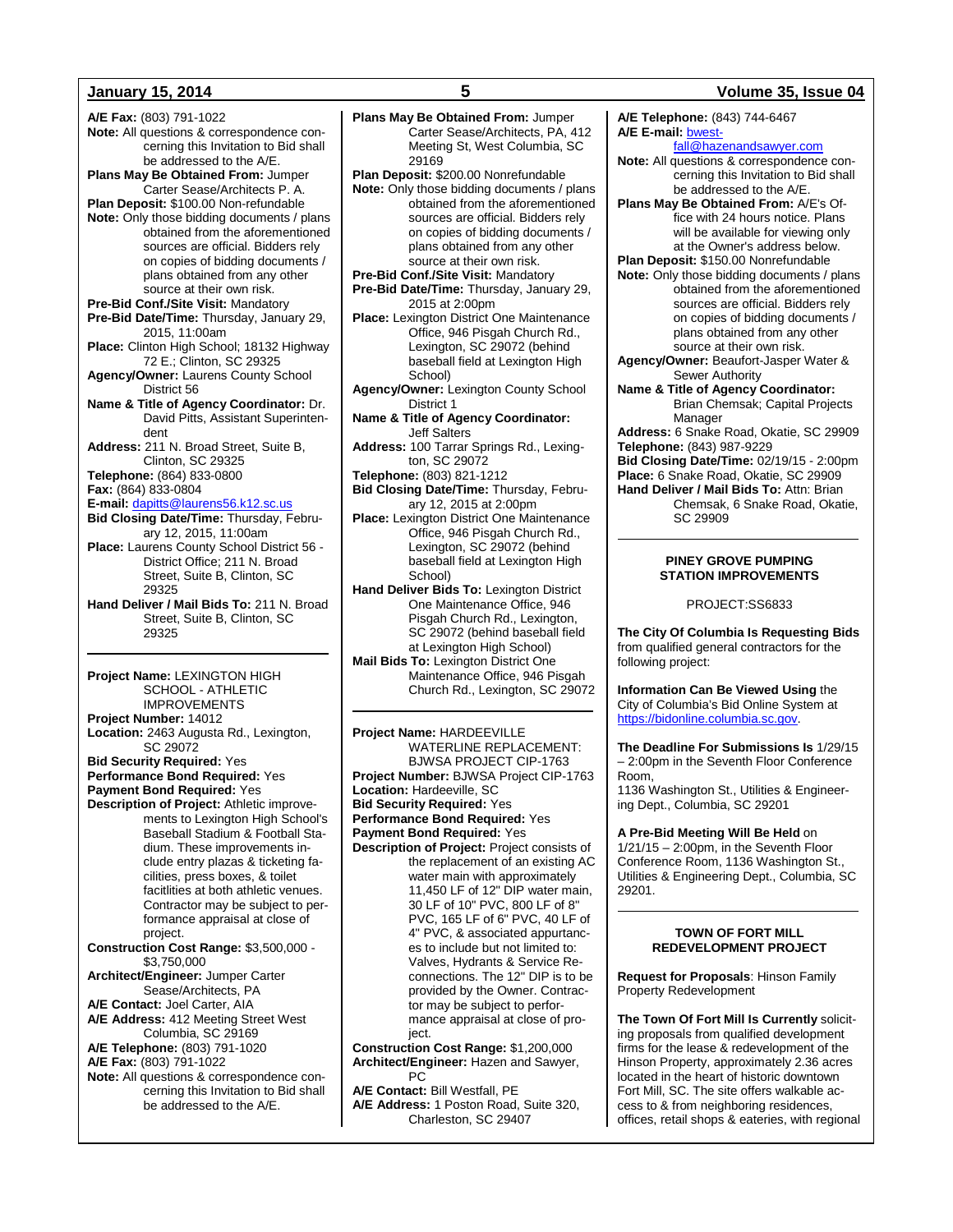**A/E Fax:** (803) 791-1022

**Note:** All questions & correspondence concerning this Invitation to Bid shall be addressed to the A/E.

**Plans May Be Obtained From:** Jumper Carter Sease/Architects P. A.

**Plan Deposit:** $100.00 Non-refundable

**Note:** Only those bidding documents / plans obtained from the aforementioned sources are official. Bidders rely on copies of bidding documents / plans obtained from any other source at their own risk.

**Pre-Bid Conf./Site Visit:** Mandatory

**Pre-Bid Date/Time:** Thursday, January 29, 2015, 11:00am

**Place:** Clinton High School; 18132 Highway 72 E.; Clinton, SC 29325

**Agency/Owner:** Laurens County School District 56

**Name & Title of Agency Coordinator:** Dr. David Pitts, Assistant Superintendent

**Address:** 211 N. Broad Street, Suite B, Clinton, SC 29325

**Telephone:** (864) 833-0800

**Fax:** (864) 833-0804

**E-mail:** dapitts@laurens56.k12.sc.us

**Bid Closing Date/Time:** Thursday, February 12, 2015, 11:00am

**Place:** Laurens County School District 56 - District Office; 211 N. Broad Street, Suite B, Clinton, SC 29325

**Hand Deliver / Mail Bids To:** 211 N. Broad Street, Suite B, Clinton, SC 29325

---

**Project Name:** LEXINGTON HIGH SCHOOL - ATHLETIC IMPROVEMENTS

**Project Number:** 14012

**Location:** 2463 Augusta Rd., Lexington, SC 29072

**Bid Security Required:** Yes

**Performance Bond Required:** Yes

**Payment Bond Required:** Yes

**Description of Project:** Athletic improvements to Lexington High School's Baseball Stadium & Football Stadium. These improvements include entry plazas & ticketing facilities, press boxes, & toilet facitlities at both athletic venues. Contractor may be subject to performance appraisal at close of project.

**Construction Cost Range:** $3,500,000 - $3,750,000

**Architect/Engineer:** Jumper Carter Sease/Architects, PA

**A/E Contact:** Joel Carter, AIA

**A/E Address:** 412 Meeting Street West Columbia, SC 29169

**A/E Telephone:** (803) 791-1020

**A/E Fax:** (803) 791-1022

**Note:** All questions & correspondence concerning this Invitation to Bid shall be addressed to the A/E.

**Plans May Be Obtained From:** Jumper Carter Sease/Architects, PA, 412 Meeting St, West Columbia, SC 29169

**Plan Deposit:** $200.00 Nonrefundable

**Note:** Only those bidding documents / plans obtained from the aforementioned sources are official. Bidders rely on copies of bidding documents / plans obtained from any other source at their own risk.

**Pre-Bid Conf./Site Visit:** Mandatory

**Pre-Bid Date/Time:** Thursday, January 29, 2015 at 2:00pm

**Place:** Lexington District One Maintenance Office, 946 Pisgah Church Rd., Lexington, SC 29072 (behind baseball field at Lexington High School)

**Agency/Owner:** Lexington County School District 1

**Name & Title of Agency Coordinator:** Jeff Salters

**Address:** 100 Tarrar Springs Rd., Lexington, SC 29072

**Telephone:** (803) 821-1212

**Bid Closing Date/Time:** Thursday, February 12, 2015 at 2:00pm

**Place:** Lexington District One Maintenance Office, 946 Pisgah Church Rd., Lexington, SC 29072 (behind baseball field at Lexington High School)

**Hand Deliver Bids To:** Lexington District One Maintenance Office, 946 Pisgah Church Rd., Lexington, SC 29072 (behind baseball field at Lexington High School)

**Mail Bids To:** Lexington District One Maintenance Office, 946 Pisgah Church Rd., Lexington, SC 29072

---

**Project Name:** HARDEEVILLE WATERLINE REPLACEMENT: BJWSA PROJECT CIP-1763

**Project Number:** BJWSA Project CIP-1763

**Location:** Hardeeville, SC

**Bid Security Required:** Yes

**Performance Bond Required:** Yes

**Payment Bond Required:** Yes

**Description of Project:** Project consists of the replacement of an existing AC water main with approximately 11,450 LF of 12" DIP water main, 30 LF of 10" PVC, 800 LF of 8" PVC, 165 LF of 6" PVC, 40 LF of 4" PVC, & associated appurtances to include but not limited to: Valves, Hydrants & Service Reconnections. The 12" DIP is to be provided by the Owner. Contractor may be subject to performance appraisal at close of project.

**Construction Cost Range:** $1,200,000

**Architect/Engineer:** Hazen and Sawyer, PC

**A/E Contact:** Bill Westfall, PE

**A/E Address:** 1 Poston Road, Suite 320, Charleston, SC 29407

**A/E Telephone:** (843) 744-6467

**A/E E-mail:** bwestfall@hazenandsawyer.com

**Note:** All questions & correspondence concerning this Invitation to Bid shall be addressed to the A/E.

**Plans May Be Obtained From:** A/E's Office with 24 hours notice. Plans will be available for viewing only at the Owner's address below.

**Plan Deposit:** $150.00 Nonrefundable

**Note:** Only those bidding documents / plans obtained from the aforementioned sources are official. Bidders rely on copies of bidding documents / plans obtained from any other source at their own risk.

**Agency/Owner:** Beaufort-Jasper Water & Sewer Authority

**Name & Title of Agency Coordinator:** Brian Chemsak; Capital Projects Manager

**Address:** 6 Snake Road, Okatie, SC 29909

**Telephone:** (843) 987-9229

**Bid Closing Date/Time:** 02/19/15 - 2:00pm

**Place:** 6 Snake Road, Okatie, SC 29909

**Hand Deliver / Mail Bids To:** Attn: Brian Chemsak, 6 Snake Road, Okatie, SC 29909

---

### PINEY GROVE PUMPING STATION IMPROVEMENTS

PROJECT:SS6833

**The City Of Columbia Is Requesting Bids** from qualified general contractors for the following project:

**Information Can Be Viewed Using** the City of Columbia's Bid Online System at https://bidonline.columbia.sc.gov.

**The Deadline For Submissions Is** 1/29/15 – 2:00pm in the Seventh Floor Conference Room,
1136 Washington St., Utilities & Engineering Dept., Columbia, SC 29201

**A Pre-Bid Meeting Will Be Held** on 1/21/15 – 2:00pm, in the Seventh Floor Conference Room, 1136 Washington St., Utilities & Engineering Dept., Columbia, SC 29201.

---

### TOWN OF FORT MILL REDEVELOPMENT PROJECT

**Request for Proposals**: Hinson Family Property Redevelopment

**The Town Of Fort Mill Is Currently** soliciting proposals from qualified development firms for the lease & redevelopment of the Hinson Property, approximately 2.36 acres located in the heart of historic downtown Fort Mill, SC. The site offers walkable access to & from neighboring residences, offices, retail shops & eateries, with regional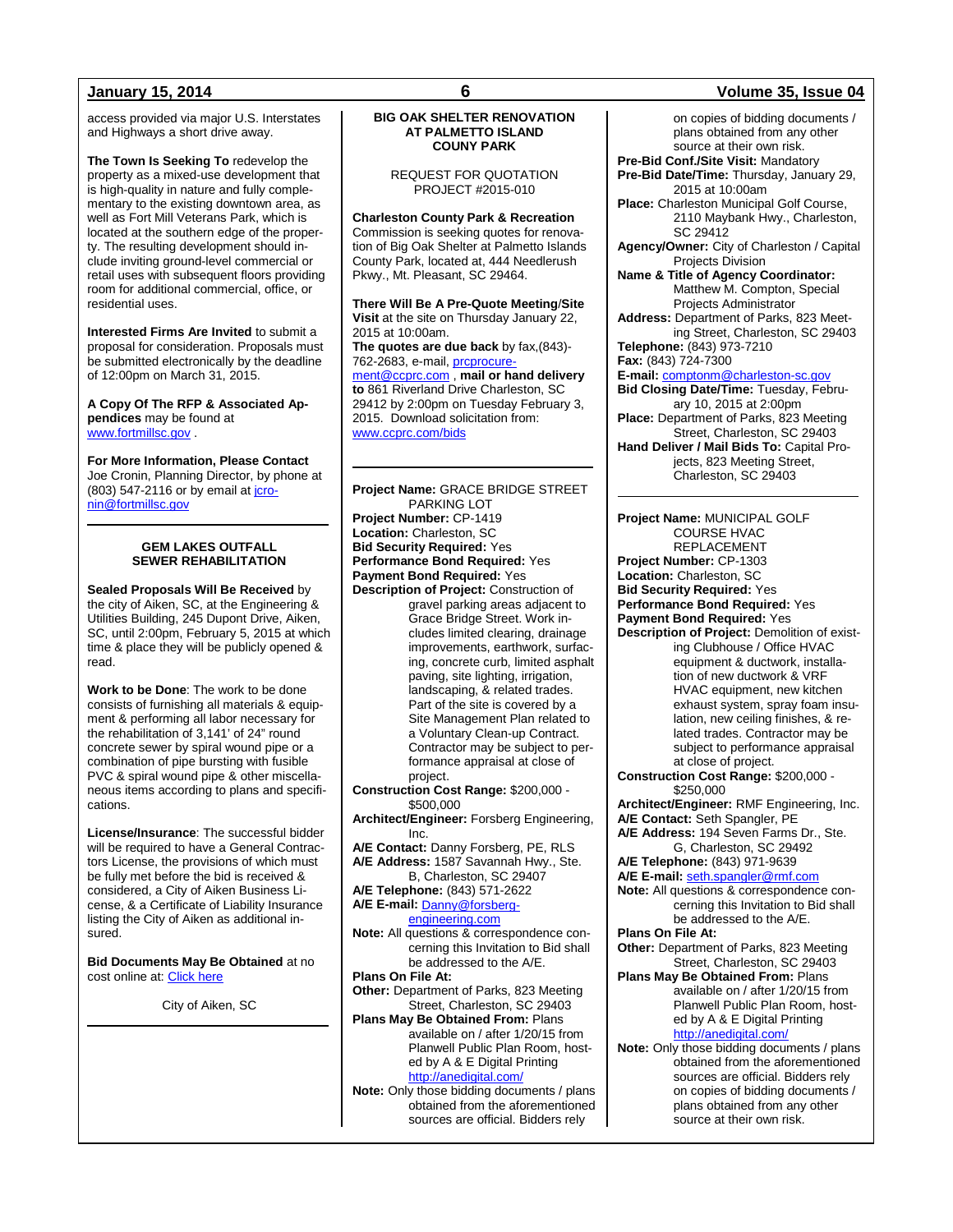access provided via major U.S. Interstates and Highways a short drive away.

**The Town Is Seeking To** redevelop the property as a mixed-use development that is high-quality in nature and fully complementary to the existing downtown area, as well as Fort Mill Veterans Park, which is located at the southern edge of the property. The resulting development should include inviting ground-level commercial or retail uses with subsequent floors providing room for additional commercial, office, or residential uses.

**Interested Firms Are Invited** to submit a proposal for consideration. Proposals must be submitted electronically by the deadline of 12:00pm on March 31, 2015.

**A Copy Of The RFP & Associated Appendices** may be found at www.fortmillsc.gov .

**For More Information, Please Contact** Joe Cronin, Planning Director, by phone at (803) 547-2116 or by email at jcronin@fortmillsc.gov

---

### GEM LAKES OUTFALL SEWER REHABILITATION

**Sealed Proposals Will Be Received** by the city of Aiken, SC, at the Engineering & Utilities Building, 245 Dupont Drive, Aiken, SC, until 2:00pm, February 5, 2015 at which time & place they will be publicly opened & read.

**Work to be Done**: The work to be done consists of furnishing all materials & equipment & performing all labor necessary for the rehabilitation of 3,141' of 24" round concrete sewer by spiral wound pipe or a combination of pipe bursting with fusible PVC & spiral wound pipe & other miscellaneous items according to plans and specifications.

**License/Insurance**: The successful bidder will be required to have a General Contractors License, the provisions of which must be fully met before the bid is received & considered, a City of Aiken Business License, & a Certificate of Liability Insurance listing the City of Aiken as additional insured.

**Bid Documents May Be Obtained** at no cost online at: Click here

City of Aiken, SC

---

### BIG OAK SHELTER RENOVATION AT PALMETTO ISLAND COUNY PARK

REQUEST FOR QUOTATION
PROJECT #2015-010

**Charleston County Park & Recreation** Commission is seeking quotes for renovation of Big Oak Shelter at Palmetto Islands County Park, located at, 444 Needlerush Pkwy., Mt. Pleasant, SC 29464.

**There Will Be A Pre-Quote Meeting/Site Visit** at the site on Thursday January 22, 2015 at 10:00am.
**The quotes are due back** by fax,(843)-762-2683, e-mail, prcprocurement@ccprc.com , **mail or hand delivery to** 861 Riverland Drive Charleston, SC 29412 by 2:00pm on Tuesday February 3, 2015. Download solicitation from: www.ccprc.com/bids

---

**Project Name:** GRACE BRIDGE STREET PARKING LOT
**Project Number:** CP-1419
**Location:** Charleston, SC
**Bid Security Required:** Yes
**Performance Bond Required:** Yes
**Payment Bond Required:** Yes
**Description of Project:** Construction of gravel parking areas adjacent to Grace Bridge Street. Work includes limited clearing, drainage improvements, earthwork, surfacing, concrete curb, limited asphalt paving, site lighting, irrigation, landscaping, & related trades. Part of the site is covered by a Site Management Plan related to a Voluntary Clean-up Contract. Contractor may be subject to performance appraisal at close of project.
**Construction Cost Range:** $200,000 - $500,000
**Architect/Engineer:** Forsberg Engineering, Inc.
**A/E Contact:** Danny Forsberg, PE, RLS
**A/E Address:** 1587 Savannah Hwy., Ste. B, Charleston, SC 29407
**A/E Telephone:** (843) 571-2622
**A/E E-mail:** Danny@forsberg-engineering.com
**Note:** All questions & correspondence concerning this Invitation to Bid shall be addressed to the A/E.
**Plans On File At:**
**Other:** Department of Parks, 823 Meeting Street, Charleston, SC 29403
**Plans May Be Obtained From:** Plans available on / after 1/20/15 from Planwell Public Plan Room, hosted by A & E Digital Printing http://anedigital.com/
**Note:** Only those bidding documents / plans obtained from the aforementioned sources are official. Bidders rely on copies of bidding documents / plans obtained from any other source at their own risk.
**Pre-Bid Conf./Site Visit:** Mandatory
**Pre-Bid Date/Time:** Thursday, January 29, 2015 at 10:00am
**Place:** Charleston Municipal Golf Course, 2110 Maybank Hwy., Charleston, SC 29412
**Agency/Owner:** City of Charleston / Capital Projects Division
**Name & Title of Agency Coordinator:** Matthew M. Compton, Special Projects Administrator
**Address:** Department of Parks, 823 Meeting Street, Charleston, SC 29403
**Telephone:** (843) 973-7210
**Fax:** (843) 724-7300
**E-mail:** comptonm@charleston-sc.gov
**Bid Closing Date/Time:** Tuesday, February 10, 2015 at 2:00pm
**Place:** Department of Parks, 823 Meeting Street, Charleston, SC 29403
**Hand Deliver / Mail Bids To:** Capital Projects, 823 Meeting Street, Charleston, SC 29403

---

**Project Name:** MUNICIPAL GOLF COURSE HVAC REPLACEMENT
**Project Number:** CP-1303
**Location:** Charleston, SC
**Bid Security Required:** Yes
**Performance Bond Required:** Yes
**Payment Bond Required:** Yes
**Description of Project:** Demolition of existing Clubhouse / Office HVAC equipment & ductwork, installation of new ductwork & VRF HVAC equipment, new kitchen exhaust system, spray foam insulation, new ceiling finishes, & related trades. Contractor may be subject to performance appraisal at close of project.
**Construction Cost Range:** $200,000 - $250,000
**Architect/Engineer:** RMF Engineering, Inc.
**A/E Contact:** Seth Spangler, PE
**A/E Address:** 194 Seven Farms Dr., Ste. G, Charleston, SC 29492
**A/E Telephone:** (843) 971-9639
**A/E E-mail:** seth.spangler@rmf.com
**Note:** All questions & correspondence concerning this Invitation to Bid shall be addressed to the A/E.
**Plans On File At:**
**Other:** Department of Parks, 823 Meeting Street, Charleston, SC 29403
**Plans May Be Obtained From:** Plans available on / after 1/20/15 from Planwell Public Plan Room, hosted by A & E Digital Printing http://anedigital.com/
**Note:** Only those bidding documents / plans obtained from the aforementioned sources are official. Bidders rely on copies of bidding documents / plans obtained from any other source at their own risk.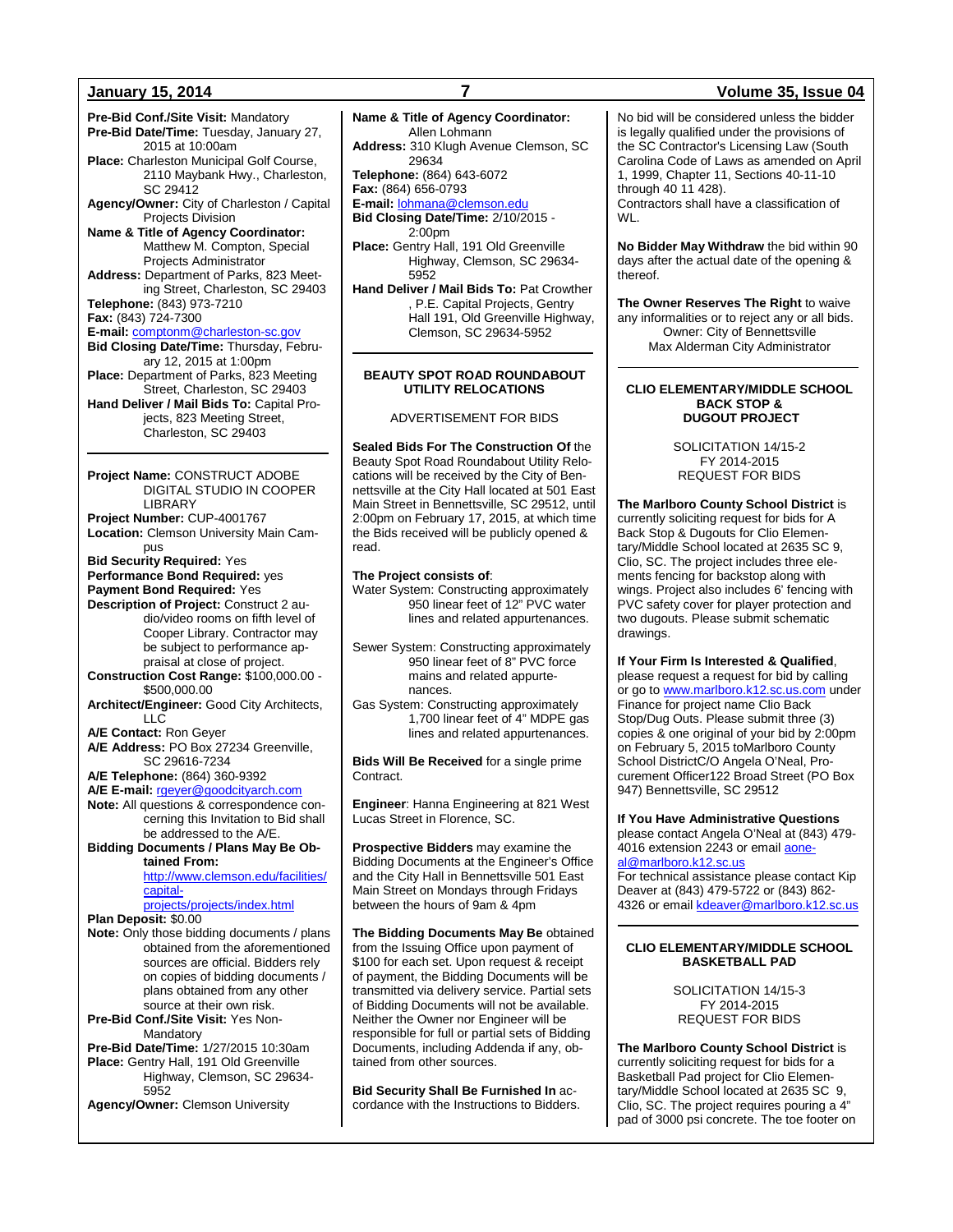**Pre-Bid Conf./Site Visit:** Mandatory
**Pre-Bid Date/Time:** Tuesday, January 27, 2015 at 10:00am
**Place:** Charleston Municipal Golf Course, 2110 Maybank Hwy., Charleston, SC 29412
**Agency/Owner:** City of Charleston / Capital Projects Division
**Name & Title of Agency Coordinator:** Matthew M. Compton, Special Projects Administrator
**Address:** Department of Parks, 823 Meeting Street, Charleston, SC 29403
**Telephone:** (843) 973-7210
**Fax:** (843) 724-7300
**E-mail:** comptonm@charleston-sc.gov
**Bid Closing Date/Time:** Thursday, February 12, 2015 at 1:00pm
**Place:** Department of Parks, 823 Meeting Street, Charleston, SC 29403
**Hand Deliver / Mail Bids To:** Capital Projects, 823 Meeting Street, Charleston, SC 29403

---

**Project Name:** CONSTRUCT ADOBE DIGITAL STUDIO IN COOPER LIBRARY
**Project Number:** CUP-4001767
**Location:** Clemson University Main Campus
**Bid Security Required:** Yes
**Performance Bond Required:** yes
**Payment Bond Required:** Yes
**Description of Project:** Construct 2 audio/video rooms on fifth level of Cooper Library. Contractor may be subject to performance appraisal at close of project.
**Construction Cost Range:** $100,000.00 - $500,000.00
**Architect/Engineer:** Good City Architects, LLC
**A/E Contact:** Ron Geyer
**A/E Address:** PO Box 27234 Greenville, SC 29616-7234
**A/E Telephone:** (864) 360-9392
**A/E E-mail:** rgeyer@goodcityarch.com
**Note:** All questions & correspondence concerning this Invitation to Bid shall be addressed to the A/E.
**Bidding Documents / Plans May Be Obtained From:** http://www.clemson.edu/facilities/capital-projects/projects/index.html
**Plan Deposit:** $0.00
**Note:** Only those bidding documents / plans obtained from the aforementioned sources are official. Bidders rely on copies of bidding documents / plans obtained from any other source at their own risk.
**Pre-Bid Conf./Site Visit:** Yes Non-Mandatory
**Pre-Bid Date/Time:** 1/27/2015 10:30am
**Place:** Gentry Hall, 191 Old Greenville Highway, Clemson, SC 29634-5952
**Agency/Owner:** Clemson University
**Name & Title of Agency Coordinator:** Allen Lohmann
**Address:** 310 Klugh Avenue Clemson, SC 29634
**Telephone:** (864) 643-6072
**Fax:** (864) 656-0793
**E-mail:** lohmana@clemson.edu
**Bid Closing Date/Time:** 2/10/2015 - 2:00pm
**Place:** Gentry Hall, 191 Old Greenville Highway, Clemson, SC 29634-5952
**Hand Deliver / Mail Bids To:** Pat Crowther , P.E. Capital Projects, Gentry Hall 191, Old Greenville Highway, Clemson, SC 29634-5952

---

## BEAUTY SPOT ROAD ROUNDABOUT UTILITY RELOCATIONS

ADVERTISEMENT FOR BIDS

**Sealed Bids For The Construction Of** the Beauty Spot Road Roundabout Utility Relocations will be received by the City of Bennettsville at the City Hall located at 501 East Main Street in Bennettsville, SC 29512, until 2:00pm on February 17, 2015, at which time the Bids received will be publicly opened & read.

**The Project consists of**:
Water System: Constructing approximately 950 linear feet of 12" PVC water lines and related appurtenances.

Sewer System: Constructing approximately 950 linear feet of 8" PVC force mains and related appurtenances.
Gas System: Constructing approximately 1,700 linear feet of 4" MDPE gas lines and related appurtenances.

**Bids Will Be Received** for a single prime Contract.

**Engineer**: Hanna Engineering at 821 West Lucas Street in Florence, SC.

**Prospective Bidders** may examine the Bidding Documents at the Engineer's Office and the City Hall in Bennettsville 501 East Main Street on Mondays through Fridays between the hours of 9am & 4pm

**The Bidding Documents May Be** obtained from the Issuing Office upon payment of $100 for each set. Upon request & receipt of payment, the Bidding Documents will be transmitted via delivery service. Partial sets of Bidding Documents will not be available. Neither the Owner nor Engineer will be responsible for full or partial sets of Bidding Documents, including Addenda if any, obtained from other sources.

**Bid Security Shall Be Furnished In** accordance with the Instructions to Bidders.

No bid will be considered unless the bidder is legally qualified under the provisions of the SC Contractor's Licensing Law (South Carolina Code of Laws as amended on April 1, 1999, Chapter 11, Sections 40-11-10 through 40 11 428).
Contractors shall have a classification of WL.

**No Bidder May Withdraw** the bid within 90 days after the actual date of the opening & thereof.

**The Owner Reserves The Right** to waive any informalities or to reject any or all bids.
Owner: City of Bennettsville
Max Alderman City Administrator

---

## CLIO ELEMENTARY/MIDDLE SCHOOL BACK STOP & DUGOUT PROJECT

SOLICITATION 14/15-2
FY 2014-2015
REQUEST FOR BIDS

**The Marlboro County School District** is currently soliciting request for bids for A Back Stop & Dugouts for Clio Elementary/Middle School located at 2635 SC 9, Clio, SC. The project includes three elements fencing for backstop along with wings. Project also includes 6' fencing with PVC safety cover for player protection and two dugouts. Please submit schematic drawings.

**If Your Firm Is Interested & Qualified**, please request a request for bid by calling or go to www.marlboro.k12.sc.us.com under Finance for project name Clio Back Stop/Dug Outs. Please submit three (3) copies & one original of your bid by 2:00pm on February 5, 2015 toMarlboro County School DistrictC/O Angela O'Neal, Procurement Officer122 Broad Street (PO Box 947) Bennettsville, SC 29512

**If You Have Administrative Questions** please contact Angela O'Neal at (843) 479-4016 extension 2243 or email aoneal@marlboro.k12.sc.us
For technical assistance please contact Kip Deaver at (843) 479-5722 or (843) 862-4326 or email kdeaver@marlboro.k12.sc.us

---

## CLIO ELEMENTARY/MIDDLE SCHOOL BASKETBALL PAD

SOLICITATION 14/15-3
FY 2014-2015
REQUEST FOR BIDS

**The Marlboro County School District** is currently soliciting request for bids for a Basketball Pad project for Clio Elementary/Middle School located at 2635 SC 9, Clio, SC. The project requires pouring a 4" pad of 3000 psi concrete. The toe footer on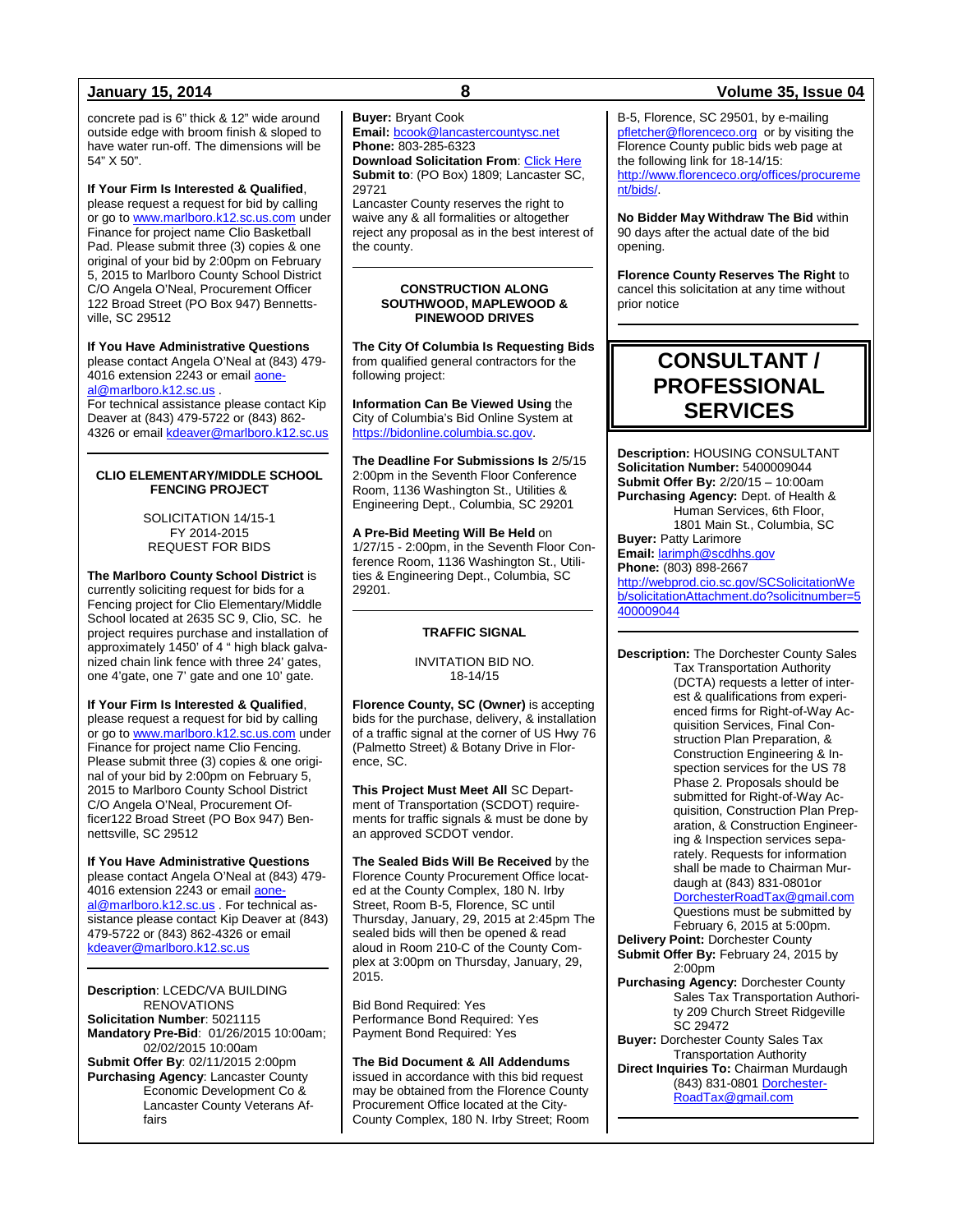concrete pad is 6" thick & 12" wide around outside edge with broom finish & sloped to have water run-off. The dimensions will be 54" X 50".

**If Your Firm Is Interested & Qualified**, please request a request for bid by calling or go to www.marlboro.k12.sc.us.com under Finance for project name Clio Basketball Pad. Please submit three (3) copies & one original of your bid by 2:00pm on February 5, 2015 to Marlboro County School District C/O Angela O'Neal, Procurement Officer 122 Broad Street (PO Box 947) Bennettsville, SC 29512

**If You Have Administrative Questions** please contact Angela O'Neal at (843) 479-4016 extension 2243 or email aoneal@marlboro.k12.sc.us .
For technical assistance please contact Kip Deaver at (843) 479-5722 or (843) 862-4326 or email kdeaver@marlboro.k12.sc.us

---

### CLIO ELEMENTARY/MIDDLE SCHOOL FENCING PROJECT

SOLICITATION 14/15-1
FY 2014-2015
REQUEST FOR BIDS

**The Marlboro County School District** is currently soliciting request for bids for a Fencing project for Clio Elementary/Middle School located at 2635 SC 9, Clio, SC. he project requires purchase and installation of approximately 1450' of 4 " high black galvanized chain link fence with three 24' gates, one 4'gate, one 7' gate and one 10' gate.

**If Your Firm Is Interested & Qualified**, please request a request for bid by calling or go to www.marlboro.k12.sc.us.com under Finance for project name Clio Fencing. Please submit three (3) copies & one original of your bid by 2:00pm on February 5, 2015 to Marlboro County School District C/O Angela O'Neal, Procurement Officer122 Broad Street (PO Box 947) Bennettsville, SC 29512

**If You Have Administrative Questions** please contact Angela O'Neal at (843) 479-4016 extension 2243 or email aoneal@marlboro.k12.sc.us . For technical assistance please contact Kip Deaver at (843) 479-5722 or (843) 862-4326 or email kdeaver@marlboro.k12.sc.us

---

**Description**: LCEDC/VA BUILDING RENOVATIONS
**Solicitation Number**: 5021115
**Mandatory Pre-Bid**: 01/26/2015 10:00am; 02/02/2015 10:00am
**Submit Offer By**: 02/11/2015 2:00pm
**Purchasing Agency**: Lancaster County Economic Development Co & Lancaster County Veterans Affairs
**Buyer:** Bryant Cook
**Email:** bcook@lancastercountysc.net
**Phone:** 803-285-6323
**Download Solicitation From**: Click Here
**Submit to**: (PO Box) 1809; Lancaster SC, 29721
Lancaster County reserves the right to waive any & all formalities or altogether reject any proposal as in the best interest of the county.

---

### CONSTRUCTION ALONG SOUTHWOOD, MAPLEWOOD & PINEWOOD DRIVES

**The City Of Columbia Is Requesting Bids** from qualified general contractors for the following project:

**Information Can Be Viewed Using** the City of Columbia's Bid Online System at https://bidonline.columbia.sc.gov.

**The Deadline For Submissions Is** 2/5/15 2:00pm in the Seventh Floor Conference Room, 1136 Washington St., Utilities & Engineering Dept., Columbia, SC 29201

**A Pre-Bid Meeting Will Be Held** on 1/27/15 - 2:00pm, in the Seventh Floor Conference Room, 1136 Washington St., Utilities & Engineering Dept., Columbia, SC 29201.

---

### TRAFFIC SIGNAL

INVITATION BID NO.
18-14/15

**Florence County, SC (Owner)** is accepting bids for the purchase, delivery, & installation of a traffic signal at the corner of US Hwy 76 (Palmetto Street) & Botany Drive in Florence, SC.

**This Project Must Meet All** SC Department of Transportation (SCDOT) requirements for traffic signals & must be done by an approved SCDOT vendor.

**The Sealed Bids Will Be Received** by the Florence County Procurement Office located at the County Complex, 180 N. Irby Street, Room B-5, Florence, SC until Thursday, January, 29, 2015 at 2:45pm The sealed bids will then be opened & read aloud in Room 210-C of the County Complex at 3:00pm on Thursday, January, 29, 2015.

Bid Bond Required: Yes
Performance Bond Required: Yes
Payment Bond Required: Yes

**The Bid Document & All Addendums** issued in accordance with this bid request may be obtained from the Florence County Procurement Office located at the City-County Complex, 180 N. Irby Street; Room B-5, Florence, SC 29501, by e-mailing pfletcher@florenceco.org or by visiting the Florence County public bids web page at the following link for 18-14/15: http://www.florenceco.org/offices/procurement/bids/.

**No Bidder May Withdraw The Bid** within 90 days after the actual date of the bid opening.

**Florence County Reserves The Right** to cancel this solicitation at any time without prior notice

---

# CONSULTANT / PROFESSIONAL SERVICES

**Description:** HOUSING CONSULTANT
**Solicitation Number:** 5400009044
**Submit Offer By:** 2/20/15 – 10:00am
**Purchasing Agency:** Dept. of Health & Human Services, 6th Floor, 1801 Main St., Columbia, SC
**Buyer:** Patty Larimore
**Email:** larimph@scdhhs.gov
**Phone:** (803) 898-2667
http://webprod.cio.sc.gov/SCSolicitationWeb/solicitationAttachment.do?solicitnumber=5400009044

---

**Description:** The Dorchester County Sales Tax Transportation Authority (DCTA) requests a letter of interest & qualifications from experienced firms for Right-of-Way Acquisition Services, Final Construction Plan Preparation, & Construction Engineering & Inspection services for the US 78 Phase 2. Proposals should be submitted for Right-of-Way Acquisition, Construction Plan Preparation, & Construction Engineering & Inspection services separately. Requests for information shall be made to Chairman Murdaugh at (843) 831-0801or DorchesterRoadTax@gmail.com Questions must be submitted by February 6, 2015 at 5:00pm.
**Delivery Point:** Dorchester County
**Submit Offer By:** February 24, 2015 by 2:00pm
**Purchasing Agency:** Dorchester County Sales Tax Transportation Authority 209 Church Street Ridgeville SC 29472
**Buyer:** Dorchester County Sales Tax Transportation Authority
**Direct Inquiries To:** Chairman Murdaugh (843) 831-0801 DorchesterRoadTax@gmail.com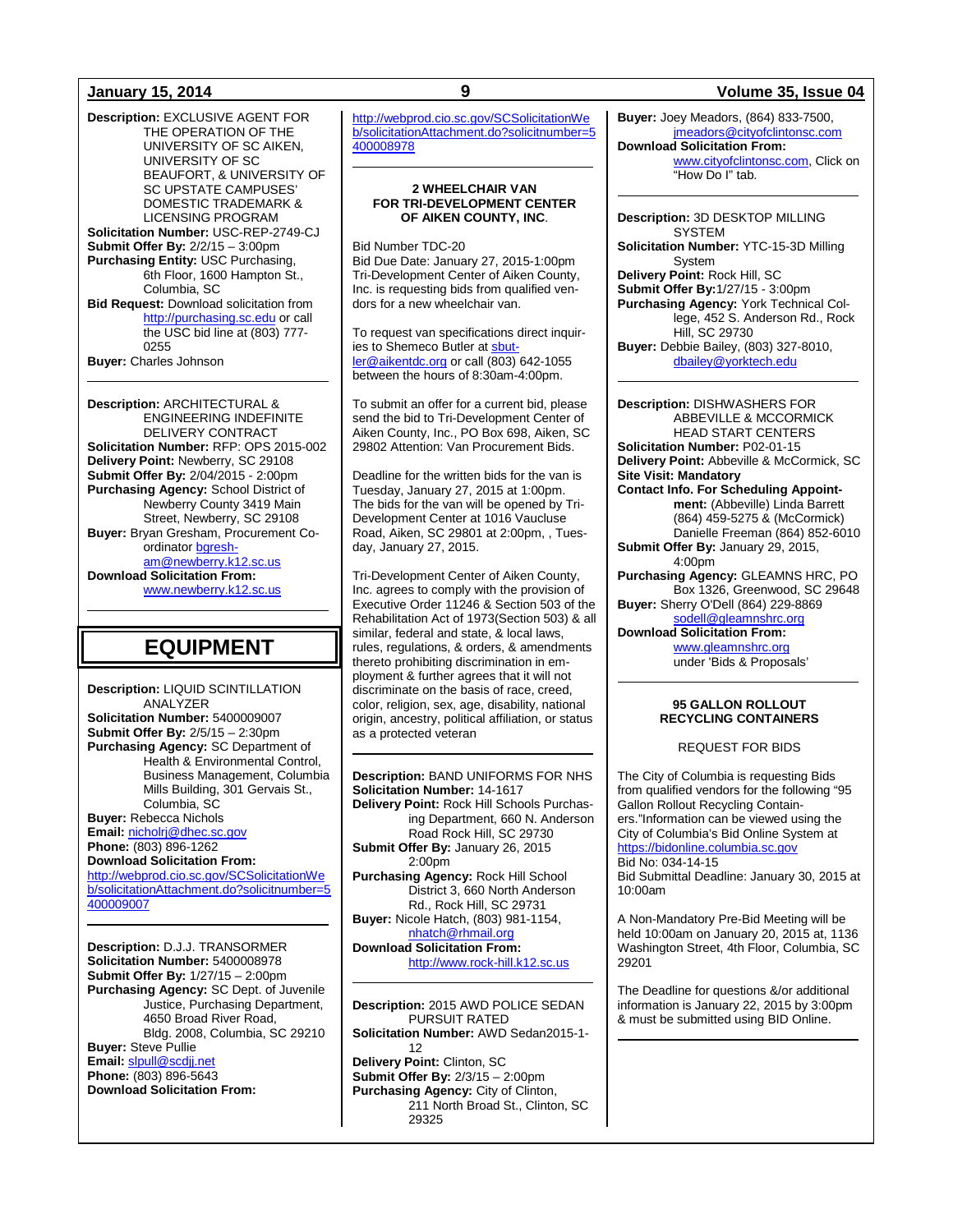**Description:** EXCLUSIVE AGENT FOR THE OPERATION OF THE UNIVERSITY OF SC AIKEN, UNIVERSITY OF SC BEAUFORT, & UNIVERSITY OF SC UPSTATE CAMPUSES' DOMESTIC TRADEMARK & LICENSING PROGRAM
**Solicitation Number:** USC-REP-2749-CJ
**Submit Offer By:** 2/2/15 – 3:00pm
**Purchasing Entity:** USC Purchasing, 6th Floor, 1600 Hampton St., Columbia, SC
**Bid Request:** Download solicitation from http://purchasing.sc.edu or call the USC bid line at (803) 777-0255
**Buyer:** Charles Johnson

---

**Description:** ARCHITECTURAL & ENGINEERING INDEFINITE DELIVERY CONTRACT
**Solicitation Number:** RFP: OPS 2015-002
**Delivery Point:** Newberry, SC 29108
**Submit Offer By:** 2/04/2015 - 2:00pm
**Purchasing Agency:** School District of Newberry County 3419 Main Street, Newberry, SC 29108
**Buyer:** Bryan Gresham, Procurement Coordinator bgresham@newberry.k12.sc.us
**Download Solicitation From:** www.newberry.k12.sc.us

---

# EQUIPMENT

**Description:** LIQUID SCINTILLATION ANALYZER
**Solicitation Number:** 5400009007
**Submit Offer By:** 2/5/15 – 2:30pm
**Purchasing Agency:** SC Department of Health & Environmental Control, Business Management, Columbia Mills Building, 301 Gervais St., Columbia, SC
**Buyer:** Rebecca Nichols
**Email:** nicholrj@dhec.sc.gov
**Phone:** (803) 896-1262
**Download Solicitation From:**
http://webprod.cio.sc.gov/SCSolicitationWeb/solicitationAttachment.do?solicitnumber=5400009007

---

**Description:** D.J.J. TRANSORMER
**Solicitation Number:** 5400008978
**Submit Offer By:** 1/27/15 – 2:00pm
**Purchasing Agency:** SC Dept. of Juvenile Justice, Purchasing Department, 4650 Broad River Road, Bldg. 2008, Columbia, SC 29210
**Buyer:** Steve Pullie
**Email:** slpull@scdjj.net
**Phone:** (803) 896-5643
**Download Solicitation From:**
http://webprod.cio.sc.gov/SCSolicitationWeb/solicitationAttachment.do?solicitnumber=5400008978

---

**2 WHEELCHAIR VAN FOR TRI-DEVELOPMENT CENTER OF AIKEN COUNTY, INC.**

Bid Number TDC-20
Bid Due Date: January 27, 2015-1:00pm
Tri-Development Center of Aiken County, Inc. is requesting bids from qualified vendors for a new wheelchair van.

To request van specifications direct inquiries to Shemeco Butler at sbutler@aikentdc.org or call (803) 642-1055 between the hours of 8:30am-4:00pm.

To submit an offer for a current bid, please send the bid to Tri-Development Center of Aiken County, Inc., PO Box 698, Aiken, SC 29802 Attention: Van Procurement Bids.

Deadline for the written bids for the van is Tuesday, January 27, 2015 at 1:00pm. The bids for the van will be opened by Tri-Development Center at 1016 Vaucluse Road, Aiken, SC 29801 at 2:00pm, , Tuesday, January 27, 2015.

Tri-Development Center of Aiken County, Inc. agrees to comply with the provision of Executive Order 11246 & Section 503 of the Rehabilitation Act of 1973(Section 503) & all similar, federal and state, & local laws, rules, regulations, & orders, & amendments thereto prohibiting discrimination in employment & further agrees that it will not discriminate on the basis of race, creed, color, religion, sex, age, disability, national origin, ancestry, political affiliation, or status as a protected veteran

---

**Description:** BAND UNIFORMS FOR NHS
**Solicitation Number:** 14-1617
**Delivery Point:** Rock Hill Schools Purchasing Department, 660 N. Anderson Road Rock Hill, SC 29730
**Submit Offer By:** January 26, 2015 2:00pm
**Purchasing Agency:** Rock Hill School District 3, 660 North Anderson Rd., Rock Hill, SC 29731
**Buyer:** Nicole Hatch, (803) 981-1154, nhatch@rhmail.org
**Download Solicitation From:** http://www.rock-hill.k12.sc.us

---

**Description:** 2015 AWD POLICE SEDAN PURSUIT RATED
**Solicitation Number:** AWD Sedan2015-1-12
**Delivery Point:** Clinton, SC
**Submit Offer By:** 2/3/15 – 2:00pm
**Purchasing Agency:** City of Clinton, 211 North Broad St., Clinton, SC 29325
**Buyer:** Joey Meadors, (864) 833-7500, jmeadors@cityofclintonsc.com
**Download Solicitation From:** www.cityofclintonsc.com, Click on "How Do I" tab.

---

**Description:** 3D DESKTOP MILLING SYSTEM
**Solicitation Number:** YTC-15-3D Milling System
**Delivery Point:** Rock Hill, SC
**Submit Offer By:** 1/27/15 - 3:00pm
**Purchasing Agency:** York Technical College, 452 S. Anderson Rd., Rock Hill, SC 29730
**Buyer:** Debbie Bailey, (803) 327-8010, dbailey@yorktech.edu

---

**Description:** DISHWASHERS FOR ABBEVILLE & MCCORMICK HEAD START CENTERS
**Solicitation Number:** P02-01-15
**Delivery Point:** Abbeville & McCormick, SC
**Site Visit: Mandatory**
**Contact Info. For Scheduling Appointment:** (Abbeville) Linda Barrett (864) 459-5275 & (McCormick) Danielle Freeman (864) 852-6010
**Submit Offer By:** January 29, 2015, 4:00pm
**Purchasing Agency:** GLEAMNS HRC, PO Box 1326, Greenwood, SC 29648
**Buyer:** Sherry O'Dell (864) 229-8869 sodell@gleamnshrc.org
**Download Solicitation From:** www.gleamnshrc.org under 'Bids & Proposals'

---

**95 GALLON ROLLOUT RECYCLING CONTAINERS**

REQUEST FOR BIDS

The City of Columbia is requesting Bids from qualified vendors for the following "95 Gallon Rollout Recycling Containers."Information can be viewed using the City of Columbia's Bid Online System at https://bidonline.columbia.sc.gov
Bid No: 034-14-15
Bid Submittal Deadline: January 30, 2015 at 10:00am

A Non-Mandatory Pre-Bid Meeting will be held 10:00am on January 20, 2015 at, 1136 Washington Street, 4th Floor, Columbia, SC 29201

The Deadline for questions &/or additional information is January 22, 2015 by 3:00pm & must be submitted using BID Online.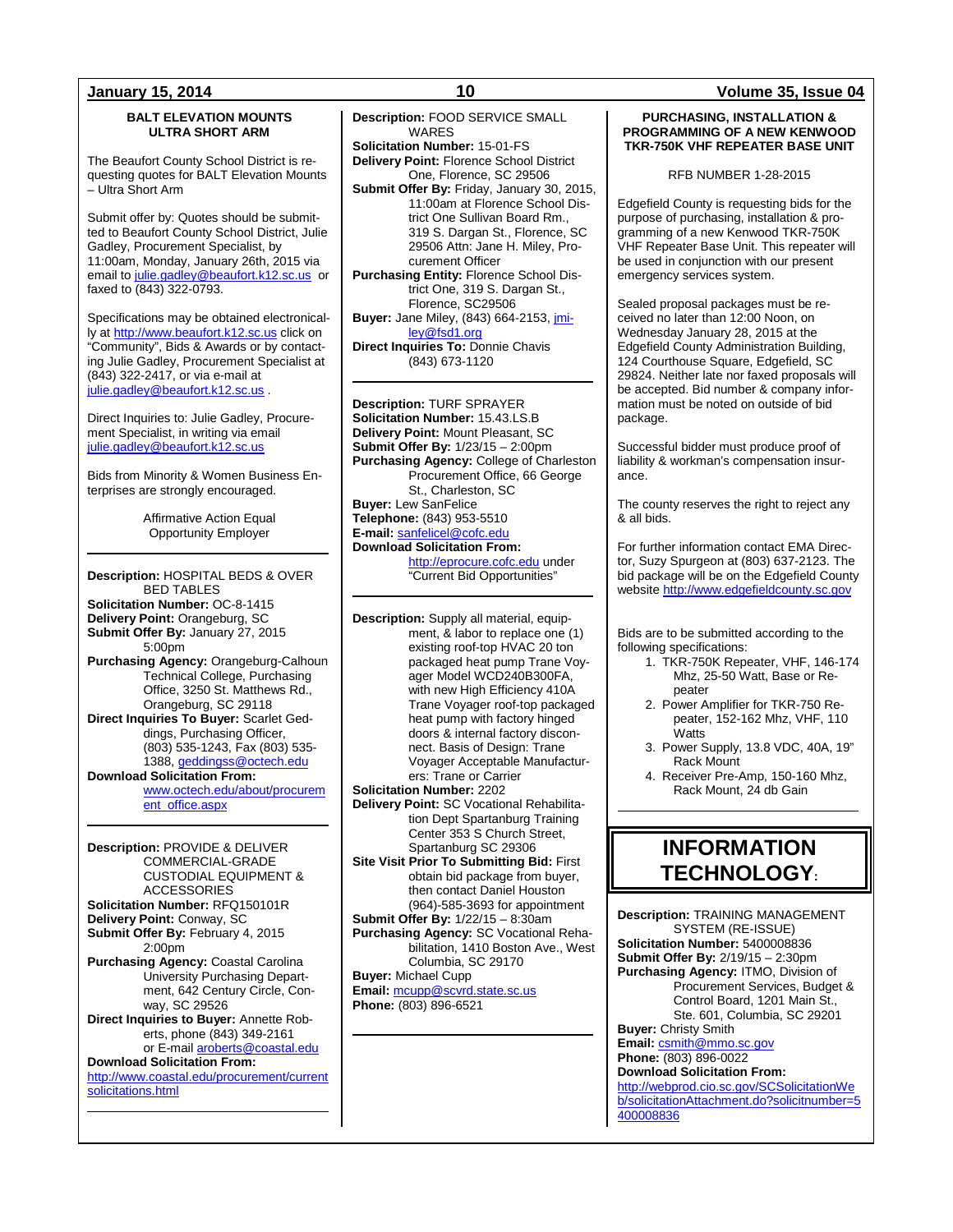### BALT ELEVATION MOUNTS ULTRA SHORT ARM

The Beaufort County School District is requesting quotes for BALT Elevation Mounts – Ultra Short Arm

Submit offer by: Quotes should be submitted to Beaufort County School District, Julie Gadley, Procurement Specialist, by 11:00am, Monday, January 26th, 2015 via email to julie.gadley@beaufort.k12.sc.us or faxed to (843) 322-0793.

Specifications may be obtained electronically at http://www.beaufort.k12.sc.us click on "Community", Bids & Awards or by contacting Julie Gadley, Procurement Specialist at (843) 322-2417, or via e-mail at julie.gadley@beaufort.k12.sc.us .

Direct Inquiries to: Julie Gadley, Procurement Specialist, in writing via email julie.gadley@beaufort.k12.sc.us

Bids from Minority & Women Business Enterprises are strongly encouraged.

Affirmative Action Equal Opportunity Employer

---

**Description:** HOSPITAL BEDS & OVER BED TABLES
**Solicitation Number:** OC-8-1415
**Delivery Point:** Orangeburg, SC
**Submit Offer By:** January 27, 2015 5:00pm
**Purchasing Agency:** Orangeburg-Calhoun Technical College, Purchasing Office, 3250 St. Matthews Rd., Orangeburg, SC 29118
**Direct Inquiries To Buyer:** Scarlet Geddings, Purchasing Officer, (803) 535-1243, Fax (803) 535-1388, geddingss@octech.edu
**Download Solicitation From:** www.octech.edu/about/procurement_office.aspx

---

**Description:** PROVIDE & DELIVER COMMERCIAL-GRADE CUSTODIAL EQUIPMENT & ACCESSORIES
**Solicitation Number:** RFQ150101R
**Delivery Point:** Conway, SC
**Submit Offer By:** February 4, 2015 2:00pm
**Purchasing Agency:** Coastal Carolina University Purchasing Department, 642 Century Circle, Conway, SC 29526
**Direct Inquiries to Buyer:** Annette Roberts, phone (843) 349-2161 or E-mail aroberts@coastal.edu
**Download Solicitation From:** http://www.coastal.edu/procurement/currentsolicitations.html

---

**Description:** FOOD SERVICE SMALL WARES
**Solicitation Number:** 15-01-FS
**Delivery Point:** Florence School District One, Florence, SC 29506
**Submit Offer By:** Friday, January 30, 2015, 11:00am at Florence School District One Sullivan Board Rm., 319 S. Dargan St., Florence, SC 29506 Attn: Jane H. Miley, Procurement Officer
**Purchasing Entity:** Florence School District One, 319 S. Dargan St., Florence, SC29506
**Buyer:** Jane Miley, (843) 664-2153, jmiley@fsd1.org
**Direct Inquiries To:** Donnie Chavis (843) 673-1120

---

**Description:** TURF SPRAYER
**Solicitation Number:** 15.43.LS.B
**Delivery Point:** Mount Pleasant, SC
**Submit Offer By:** 1/23/15 – 2:00pm
**Purchasing Agency:** College of Charleston Procurement Office, 66 George St., Charleston, SC
**Buyer:** Lew SanFelice
**Telephone:** (843) 953-5510
**E-mail:** sanfelicel@cofc.edu
**Download Solicitation From:** http://eprocure.cofc.edu under "Current Bid Opportunities"

---

**Description:** Supply all material, equipment, & labor to replace one (1) existing roof-top HVAC 20 ton packaged heat pump Trane Voyager Model WCD240B300FA, with new High Efficiency 410A Trane Voyager roof-top packaged heat pump with factory hinged doors & internal factory disconnect. Basis of Design: Trane Voyager Acceptable Manufacturers: Trane or Carrier
**Solicitation Number:** 2202
**Delivery Point:** SC Vocational Rehabilitation Dept Spartanburg Training Center 353 S Church Street, Spartanburg SC 29306
**Site Visit Prior To Submitting Bid:** First obtain bid package from buyer, then contact Daniel Houston (964)-685-3693 for appointment
**Submit Offer By:** 1/22/15 – 8:30am
**Purchasing Agency:** SC Vocational Rehabilitation, 1410 Boston Ave., West Columbia, SC 29170
**Buyer:** Michael Cupp
**Email:** mcupp@scvrd.state.sc.us
**Phone:** (803) 896-6521

---

### PURCHASING, INSTALLATION & PROGRAMMING OF A NEW KENWOOD TKR-750K VHF REPEATER BASE UNIT

RFB NUMBER 1-28-2015

Edgefield County is requesting bids for the purpose of purchasing, installation & programming of a new Kenwood TKR-750K VHF Repeater Base Unit. This repeater will be used in conjunction with our present emergency services system.

Sealed proposal packages must be received no later than 12:00 Noon, on Wednesday January 28, 2015 at the Edgefield County Administration Building, 124 Courthouse Square, Edgefield, SC 29824. Neither late nor faxed proposals will be accepted. Bid number & company information must be noted on outside of bid package.

Successful bidder must produce proof of liability & workman's compensation insurance.

The county reserves the right to reject any & all bids.

For further information contact EMA Director, Suzy Spurgeon at (803) 637-2123. The bid package will be on the Edgefield County website http://www.edgefieldcounty.sc.gov

Bids are to be submitted according to the following specifications:

1. TKR-750K Repeater, VHF, 146-174 Mhz, 25-50 Watt, Base or Repeater
2. Power Amplifier for TKR-750 Repeater, 152-162 Mhz, VHF, 110 Watts
3. Power Supply, 13.8 VDC, 40A, 19" Rack Mount
4. Receiver Pre-Amp, 150-160 Mhz, Rack Mount, 24 db Gain

---

## INFORMATION TECHNOLOGY:

**Description:** TRAINING MANAGEMENT SYSTEM (RE-ISSUE)
**Solicitation Number:** 5400008836
**Submit Offer By:** 2/19/15 – 2:30pm
**Purchasing Agency:** ITMO, Division of Procurement Services, Budget & Control Board, 1201 Main St., Ste. 601, Columbia, SC 29201
**Buyer:** Christy Smith
**Email:** csmith@mmo.sc.gov
**Phone:** (803) 896-0022
**Download Solicitation From:** http://webprod.cio.sc.gov/SCSolicitationWeb/solicitationAttachment.do?solicitnumber=5400008836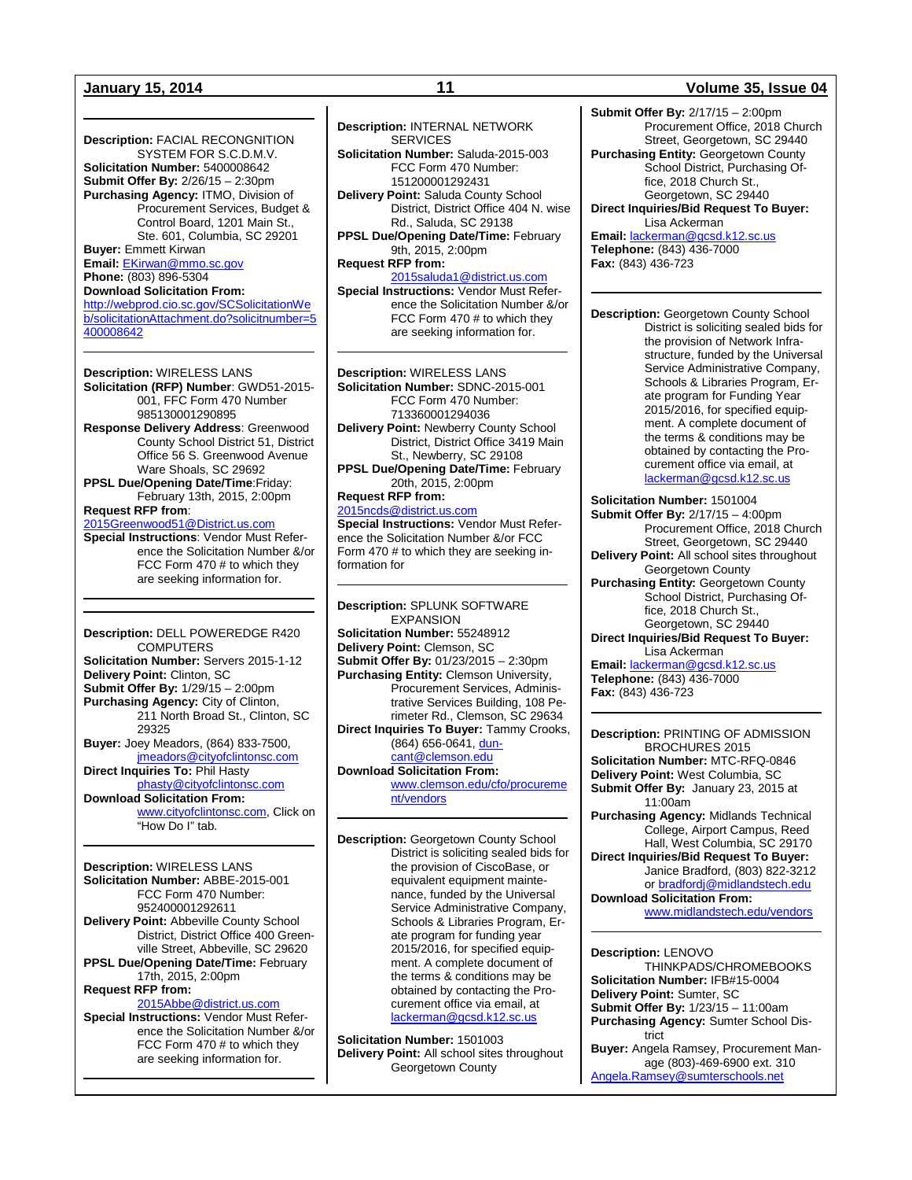---

**Description:** FACIAL RECONGNITION SYSTEM FOR S.C.D.M.V.
**Solicitation Number:** 5400008642
**Submit Offer By:** 2/26/15 – 2:30pm
**Purchasing Agency:** ITMO, Division of Procurement Services, Budget & Control Board, 1201 Main St., Ste. 601, Columbia, SC 29201
**Buyer:** Emmett Kirwan
**Email:** EKirwan@mmo.sc.gov
**Phone:** (803) 896-5304
**Download Solicitation From:**
http://webprod.cio.sc.gov/SCSolicitationWeb/solicitationAttachment.do?solicitnumber=5400008642

---

**Description:** WIRELESS LANS
**Solicitation (RFP) Number**: GWD51-2015-001, FFC Form 470 Number 985130001290895
**Response Delivery Address**: Greenwood County School District 51, District Office 56 S. Greenwood Avenue Ware Shoals, SC 29692
**PPSL Due/Opening Date/Time**:Friday: February 13th, 2015, 2:00pm
**Request RFP from**:
2015Greenwood51@District.us.com
**Special Instructions**: Vendor Must Reference the Solicitation Number &/or FCC Form 470 # to which they are seeking information for.

---

---

**Description:** DELL POWEREDGE R420 COMPUTERS
**Solicitation Number:** Servers 2015-1-12
**Delivery Point:** Clinton, SC
**Submit Offer By:** 1/29/15 – 2:00pm
**Purchasing Agency:** City of Clinton, 211 North Broad St., Clinton, SC 29325
**Buyer:** Joey Meadors, (864) 833-7500, jmeadors@cityofclintonsc.com
**Direct Inquiries To:** Phil Hasty phasty@cityofclintonsc.com
**Download Solicitation From:** www.cityofclintonsc.com, Click on "How Do I" tab.

---

**Description:** WIRELESS LANS
**Solicitation Number:** ABBE-2015-001 FCC Form 470 Number: 952400001292611
**Delivery Point:** Abbeville County School District, District Office 400 Greenville Street, Abbeville, SC 29620
**PPSL Due/Opening Date/Time:** February 17th, 2015, 2:00pm
**Request RFP from:**
2015Abbe@district.us.com
**Special Instructions:** Vendor Must Reference the Solicitation Number &/or FCC Form 470 # to which they are seeking information for.

---

**Description:** INTERNAL NETWORK SERVICES
**Solicitation Number:** Saluda-2015-003 FCC Form 470 Number: 151200001292431
**Delivery Point:** Saluda County School District, District Office 404 N. wise Rd., Saluda, SC 29138
**PPSL Due/Opening Date/Time:** February 9th, 2015, 2:00pm
**Request RFP from:**
2015saluda1@district.us.com
**Special Instructions:** Vendor Must Reference the Solicitation Number &/or FCC Form 470 # to which they are seeking information for.

---

**Description:** WIRELESS LANS
**Solicitation Number:** SDNC-2015-001 FCC Form 470 Number: 713360001294036
**Delivery Point:** Newberry County School District, District Office 3419 Main St., Newberry, SC 29108
**PPSL Due/Opening Date/Time:** February 20th, 2015, 2:00pm
**Request RFP from:**
2015ncds@district.us.com
**Special Instructions:** Vendor Must Reference the Solicitation Number &/or FCC Form 470 # to which they are seeking information for

---

**Description:** SPLUNK SOFTWARE EXPANSION
**Solicitation Number:** 55248912
**Delivery Point:** Clemson, SC
**Submit Offer By:** 01/23/2015 – 2:30pm
**Purchasing Entity:** Clemson University, Procurement Services, Administrative Services Building, 108 Perimeter Rd., Clemson, SC 29634
**Direct Inquiries To Buyer:** Tammy Crooks, (864) 656-0641, duncant@clemson.edu
**Download Solicitation From:**
www.clemson.edu/cfo/procurement/vendors

---

**Description:** Georgetown County School District is soliciting sealed bids for the provision of CiscoBase, or equivalent equipment maintenance, funded by the Universal Service Administrative Company, Schools & Libraries Program, Erate program for funding year 2015/2016, for specified equipment. A complete document of the terms & conditions may be obtained by contacting the Procurement office via email, at lackerman@gcsd.k12.sc.us

**Solicitation Number:** 1501003
**Delivery Point:** All school sites throughout Georgetown County
**Submit Offer By:** 2/17/15 – 2:00pm Procurement Office, 2018 Church Street, Georgetown, SC 29440
**Purchasing Entity:** Georgetown County School District, Purchasing Office, 2018 Church St., Georgetown, SC 29440
**Direct Inquiries/Bid Request To Buyer:** Lisa Ackerman
**Email:** lackerman@gcsd.k12.sc.us
**Telephone:** (843) 436-7000
**Fax:** (843) 436-723

---

**Description:** Georgetown County School District is soliciting sealed bids for the provision of Network Infrastructure, funded by the Universal Service Administrative Company, Schools & Libraries Program, Erate program for Funding Year 2015/2016, for specified equipment. A complete document of the terms & conditions may be obtained by contacting the Procurement office via email, at lackerman@gcsd.k12.sc.us

**Solicitation Number:** 1501004
**Submit Offer By:** 2/17/15 – 4:00pm Procurement Office, 2018 Church Street, Georgetown, SC 29440
**Delivery Point:** All school sites throughout Georgetown County
**Purchasing Entity:** Georgetown County School District, Purchasing Office, 2018 Church St., Georgetown, SC 29440
**Direct Inquiries/Bid Request To Buyer:** Lisa Ackerman
**Email:** lackerman@gcsd.k12.sc.us
**Telephone:** (843) 436-7000
**Fax:** (843) 436-723

---

**Description:** PRINTING OF ADMISSION BROCHURES 2015
**Solicitation Number:** MTC-RFQ-0846
**Delivery Point:** West Columbia, SC
**Submit Offer By:** January 23, 2015 at 11:00am
**Purchasing Agency:** Midlands Technical College, Airport Campus, Reed Hall, West Columbia, SC 29170
**Direct Inquiries/Bid Request To Buyer:** Janice Bradford, (803) 822-3212 or bradfordj@midlandstech.edu
**Download Solicitation From:**
www.midlandstech.edu/vendors

---

**Description:** LENOVO THINKPADS/CHROMEBOOKS
**Solicitation Number:** IFB#15-0004
**Delivery Point:** Sumter, SC
**Submit Offer By:** 1/23/15 – 11:00am
**Purchasing Agency:** Sumter School District
**Buyer:** Angela Ramsey, Procurement Manage (803)-469-6900 ext. 310
Angela.Ramsey@sumterschools.net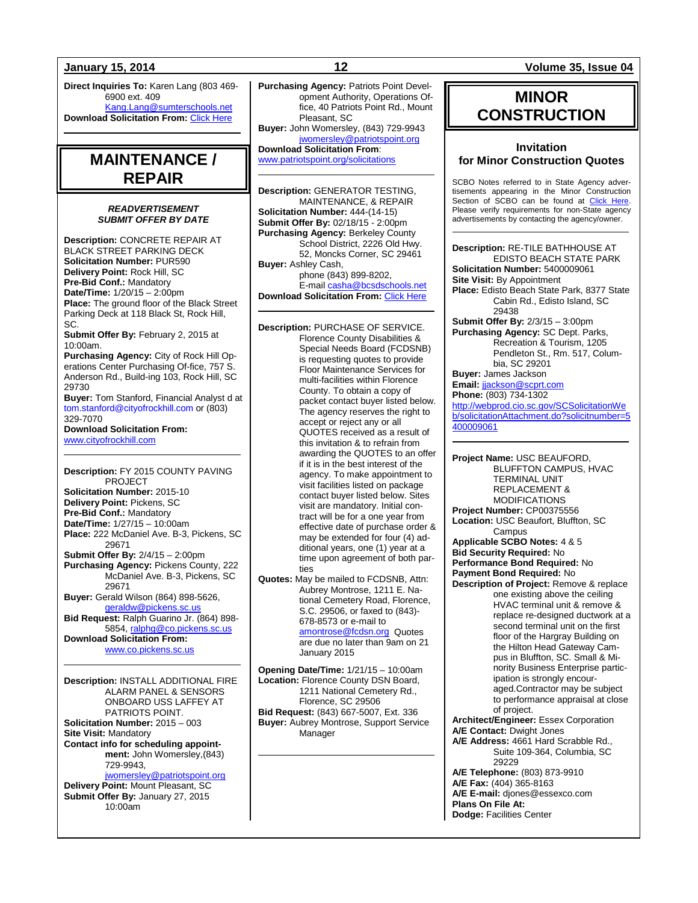**Direct Inquiries To:** Karen Lang (803 469-6900 ext. 409
Kang.Lang@sumterschools.net
**Download Solicitation From:** Click Here

# MAINTENANCE / REPAIR

***READVERTISEMENT***
***SUBMIT OFFER BY DATE***

**Description:** CONCRETE REPAIR AT BLACK STREET PARKING DECK
**Solicitation Number:** PUR590
**Delivery Point:** Rock Hill, SC
**Pre-Bid Conf.:** Mandatory
**Date/Time:** 1/20/15 – 2:00pm
**Place:** The ground floor of the Black Street Parking Deck at 118 Black St, Rock Hill, SC.
**Submit Offer By:** February 2, 2015 at 10:00am.
**Purchasing Agency:** City of Rock Hill Operations Center Purchasing Of-fice, 757 S. Anderson Rd., Build-ing 103, Rock Hill, SC 29730
**Buyer:** Tom Stanford, Financial Analyst d at tom.stanford@cityofrockhill.com or (803) 329-7070
**Download Solicitation From:**
www.cityofrockhill.com

---

**Description:** FY 2015 COUNTY PAVING PROJECT
**Solicitation Number:** 2015-10
**Delivery Point:** Pickens, SC
**Pre-Bid Conf.:** Mandatory
**Date/Time:** 1/27/15 – 10:00am
**Place:** 222 McDaniel Ave. B-3, Pickens, SC 29671
**Submit Offer By:** 2/4/15 – 2:00pm
**Purchasing Agency:** Pickens County, 222 McDaniel Ave. B-3, Pickens, SC 29671
**Buyer:** Gerald Wilson (864) 898-5626, geraldw@pickens.sc.us
**Bid Request:** Ralph Guarino Jr. (864) 898-5854, ralphg@co.pickens.sc.us
**Download Solicitation From:**
www.co.pickens.sc.us

---

**Description:** INSTALL ADDITIONAL FIRE ALARM PANEL & SENSORS ONBOARD USS LAFFEY AT PATRIOTS POINT.
**Solicitation Number:** 2015 – 003
**Site Visit:** Mandatory
**Contact info for scheduling appointment:** John Womersley,(843) 729-9943, jwomersley@patriotspoint.org
**Delivery Point:** Mount Pleasant, SC
**Submit Offer By:** January 27, 2015 10:00am
**Purchasing Agency:** Patriots Point Development Authority, Operations Office, 40 Patriots Point Rd., Mount Pleasant, SC
**Buyer:** John Womersley, (843) 729-9943 jwomersley@patriotspoint.org
**Download Solicitation From**:
www.patriotspoint.org/solicitations

---

**Description:** GENERATOR TESTING, MAINTENANCE, & REPAIR
**Solicitation Number:** 444-(14-15)
**Submit Offer By:** 02/18/15 - 2:00pm
**Purchasing Agency:** Berkeley County School District, 2226 Old Hwy. 52, Moncks Corner, SC 29461
**Buyer:** Ashley Cash,
phone (843) 899-8202,
E-mail casha@bcsdschools.net
**Download Solicitation From:** Click Here

---

**Description:** PURCHASE OF SERVICE. Florence County Disabilities & Special Needs Board (FCDSNB) is requesting quotes to provide Floor Maintenance Services for multi-facilities within Florence County. To obtain a copy of packet contact buyer listed below. The agency reserves the right to accept or reject any or all QUOTES received as a result of this invitation & to refrain from awarding the QUOTES to an offer if it is in the best interest of the agency. To make appointment to visit facilities listed on package contact buyer listed below. Sites visit are mandatory. Initial contract will be for a one year from effective date of purchase order & may be extended for four (4) additional years, one (1) year at a time upon agreement of both parties
**Quotes:** May be mailed to FCDSNB, Attn: Aubrey Montrose, 1211 E. National Cemetery Road, Florence, S.C. 29506, or faxed to (843)-678-8573 or e-mail to amontrose@fcdsn.org Quotes are due no later than 9am on 21 January 2015
**Opening Date/Time:** 1/21/15 – 10:00am
**Location:** Florence County DSN Board, 1211 National Cemetery Rd., Florence, SC 29506
**Bid Request:** (843) 667-5007, Ext. 336
**Buyer:** Aubrey Montrose, Support Service Manager

# MINOR CONSTRUCTION

## Invitation for Minor Construction Quotes

SCBO Notes referred to in State Agency advertisements appearing in the Minor Construction Section of SCBO can be found at Click Here. Please verify requirements for non-State agency advertisements by contacting the agency/owner.

---

**Description:** RE-TILE BATHHOUSE AT EDISTO BEACH STATE PARK
**Solicitation Number:** 5400009061
**Site Visit:** By Appointment
**Place:** Edisto Beach State Park, 8377 State Cabin Rd., Edisto Island, SC 29438
**Submit Offer By:** 2/3/15 – 3:00pm
**Purchasing Agency:** SC Dept. Parks, Recreation & Tourism, 1205 Pendleton St., Rm. 517, Columbia, SC 29201
**Buyer:** James Jackson
**Email:** jjackson@scprt.com
**Phone:** (803) 734-1302
http://webprod.cio.sc.gov/SCSolicitationWeb/solicitationAttachment.do?solicitnumber=5400009061

---

**Project Name:** USC BEAUFORD, BLUFFTON CAMPUS, HVAC TERMINAL UNIT REPLACEMENT & MODIFICATIONS
**Project Number:** CP00375556
**Location:** USC Beaufort, Bluffton, SC Campus
**Applicable SCBO Notes:** 4 & 5
**Bid Security Required:** No
**Performance Bond Required:** No
**Payment Bond Required:** No
**Description of Project:** Remove & replace one existing above the ceiling HVAC terminal unit & remove & replace re-designed ductwork at a second terminal unit on the first floor of the Hargray Building on the Hilton Head Gateway Campus in Bluffton, SC. Small & Minority Business Enterprise participation is strongly encouraged.Contractor may be subject to performance appraisal at close of project.
**Architect/Engineer:** Essex Corporation
**A/E Contact:** Dwight Jones
**A/E Address:** 4661 Hard Scrabble Rd., Suite 109-364, Columbia, SC 29229
**A/E Telephone:** (803) 873-9910
**A/E Fax:** (404) 365-8163
**A/E E-mail:** djones@essexco.com
**Plans On File At:**
**Dodge:** Facilities Center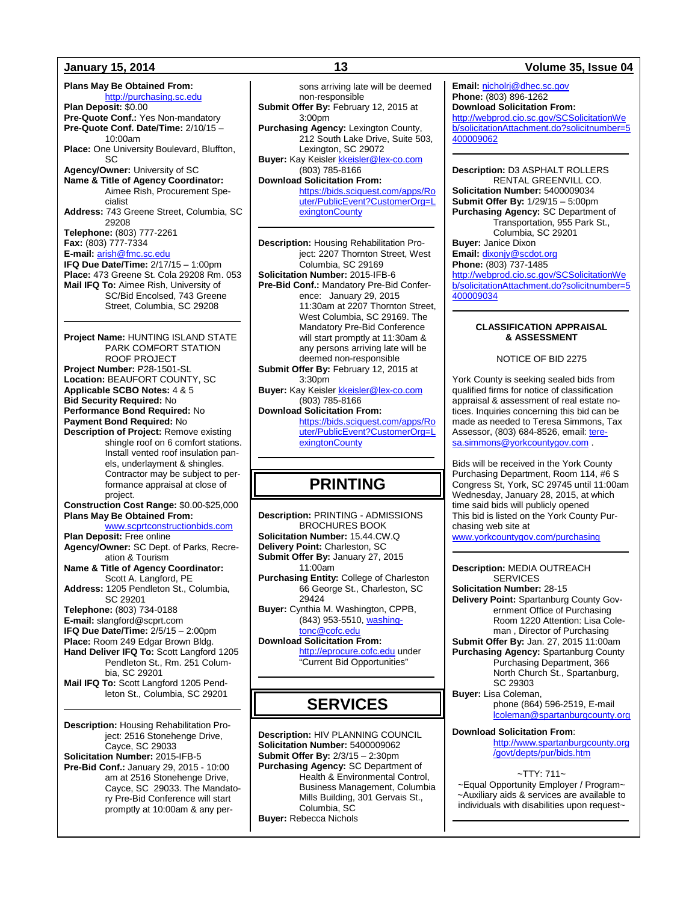**Plans May Be Obtained From:** http://purchasing.sc.edu
**Plan Deposit:** $0.00
**Pre-Quote Conf.:** Yes Non-mandatory
**Pre-Quote Conf. Date/Time:** 2/10/15 – 10:00am
**Place:** One University Boulevard, Bluffton, SC
**Agency/Owner:** University of SC
**Name & Title of Agency Coordinator:** Aimee Rish, Procurement Specialist
**Address:** 743 Greene Street, Columbia, SC 29208
**Telephone:** (803) 777-2261
**Fax:** (803) 777-7334
**E-mail:** arish@fmc.sc.edu
**IFQ Due Date/Time:** 2/17/15 – 1:00pm
**Place:** 473 Greene St. Cola 29208 Rm. 053
**Mail IFQ To:** Aimee Rish, University of SC/Bid Encolsed, 743 Greene Street, Columbia, SC 29208

---

**Project Name:** HUNTING ISLAND STATE PARK COMFORT STATION ROOF PROJECT
**Project Number:** P28-1501-SL
**Location:** BEAUFORT COUNTY, SC
**Applicable SCBO Notes:** 4 & 5
**Bid Security Required:** No
**Performance Bond Required:** No
**Payment Bond Required:** No
**Description of Project:** Remove existing shingle roof on 6 comfort stations. Install vented roof insulation panels, underlayment & shingles. Contractor may be subject to performance appraisal at close of project.
**Construction Cost Range:** $0.00-$25,000
**Plans May Be Obtained From:** www.scprtconstructionbids.com
**Plan Deposit:** Free online
**Agency/Owner:** SC Dept. of Parks, Recreation & Tourism
**Name & Title of Agency Coordinator:** Scott A. Langford, PE
**Address:** 1205 Pendleton St., Columbia, SC 29201
**Telephone:** (803) 734-0188
**E-mail:** slangford@scprt.com
**IFQ Due Date/Time:** 2/5/15 – 2:00pm
**Place:** Room 249 Edgar Brown Bldg.
**Hand Deliver IFQ To:** Scott Langford 1205 Pendleton St., Rm. 251 Columbia, SC 29201
**Mail IFQ To:** Scott Langford 1205 Pendleton St., Columbia, SC 29201

---

**Description:** Housing Rehabilitation Project: 2516 Stonehenge Drive, Cayce, SC 29033
**Solicitation Number:** 2015-IFB-5
**Pre-Bid Conf.:** January 29, 2015 - 10:00 am at 2516 Stonehenge Drive, Cayce, SC 29033. The Mandatory Pre-Bid Conference will start promptly at 10:00am & any persons arriving late will be deemed non-responsible
**Submit Offer By:** February 12, 2015 at 3:00pm
**Purchasing Agency:** Lexington County, 212 South Lake Drive, Suite 503, Lexington, SC 29072
**Buyer:** Kay Keisler kkeisler@lex-co.com (803) 785-8166
**Download Solicitation From:** https://bids.sciquest.com/apps/Router/PublicEvent?CustomerOrg=LexingtonCounty

---

**Description:** Housing Rehabilitation Project: 2207 Thornton Street, West Columbia, SC 29169
**Solicitation Number:** 2015-IFB-6
**Pre-Bid Conf.:** Mandatory Pre-Bid Conference: January 29, 2015 11:30am at 2207 Thornton Street, West Columbia, SC 29169. The Mandatory Pre-Bid Conference will start promptly at 11:30am & any persons arriving late will be deemed non-responsible
**Submit Offer By:** February 12, 2015 at 3:30pm
**Buyer:** Kay Keisler kkeisler@lex-co.com (803) 785-8166
**Download Solicitation From:** https://bids.sciquest.com/apps/Router/PublicEvent?CustomerOrg=LexingtonCounty

---

# PRINTING

**Description:** PRINTING - ADMISSIONS BROCHURES BOOK
**Solicitation Number:** 15.44.CW.Q
**Delivery Point:** Charleston, SC
**Submit Offer By:** January 27, 2015 11:00am
**Purchasing Entity:** College of Charleston 66 George St., Charleston, SC 29424
**Buyer:** Cynthia M. Washington, CPPB, (843) 953-5510, washingtonc@cofc.edu
**Download Solicitation From:** http://eprocure.cofc.edu under "Current Bid Opportunities"

---

# SERVICES

**Description:** HIV PLANNING COUNCIL
**Solicitation Number:** 5400009062
**Submit Offer By:** 2/3/15 – 2:30pm
**Purchasing Agency:** SC Department of Health & Environmental Control, Business Management, Columbia Mills Building, 301 Gervais St., Columbia, SC
**Buyer:** Rebecca Nichols
**Email:** nicholrj@dhec.sc.gov
**Phone:** (803) 896-1262
**Download Solicitation From:** http://webprod.cio.sc.gov/SCSolicitationWeb/solicitationAttachment.do?solicitnumber=5400009062

---

**Description:** D3 ASPHALT ROLLERS RENTAL GREENVILL CO.
**Solicitation Number:** 5400009034
**Submit Offer By:** 1/29/15 – 5:00pm
**Purchasing Agency:** SC Department of Transportation, 955 Park St., Columbia, SC 29201
**Buyer:** Janice Dixon
**Email:** dixonjy@scdot.org
**Phone:** (803) 737-1485
http://webprod.cio.sc.gov/SCSolicitationWeb/solicitationAttachment.do?solicitnumber=5400009034

---

**CLASSIFICATION APPRAISAL & ASSESSMENT**

NOTICE OF BID 2275

York County is seeking sealed bids from qualified firms for notice of classification appraisal & assessment of real estate notices. Inquiries concerning this bid can be made as needed to Teresa Simmons, Tax Assessor, (803) 684-8526, email: teresa.simmons@yorkcountygov.com .

Bids will be received in the York County Purchasing Department, Room 114, #6 S Congress St, York, SC 29745 until 11:00am Wednesday, January 28, 2015, at which time said bids will publicly opened This bid is listed on the York County Purchasing web site at www.yorkcountygov.com/purchasing

---

**Description:** MEDIA OUTREACH SERVICES
**Solicitation Number:** 28-15
**Delivery Point:** Spartanburg County Government Office of Purchasing Room 1220 Attention: Lisa Coleman , Director of Purchasing
**Submit Offer By:** Jan. 27, 2015 11:00am
**Purchasing Agency:** Spartanburg County Purchasing Department, 366 North Church St., Spartanburg, SC 29303
**Buyer:** Lisa Coleman, phone (864) 596-2519, E-mail lcoleman@spartanburgcounty.org

**Download Solicitation From**: http://www.spartanburgcounty.org/govt/depts/pur/bids.htm

~TTY: 711~
~Equal Opportunity Employer / Program~
~Auxiliary aids & services are available to individuals with disabilities upon request~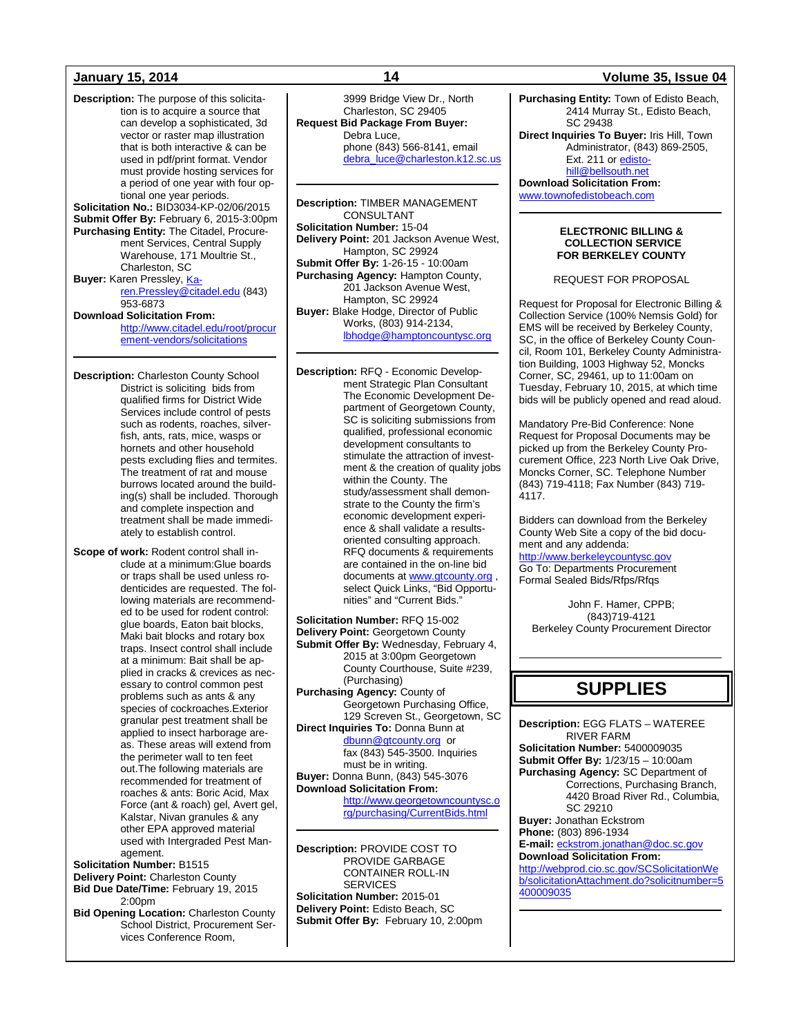**Description:** The purpose of this solicitation is to acquire a source that can develop a sophisticated, 3d vector or raster map illustration that is both interactive & can be used in pdf/print format. Vendor must provide hosting services for a period of one year with four optional one year periods.
**Solicitation No.:** BID3034-KP-02/06/2015
**Submit Offer By:** February 6, 2015-3:00pm
**Purchasing Entity:** The Citadel, Procurement Services, Central Supply Warehouse, 171 Moultrie St., Charleston, SC
**Buyer:** Karen Pressley, Karen.Pressley@citadel.edu (843) 953-6873
**Download Solicitation From:** http://www.citadel.edu/root/procurement-vendors/solicitations

---

**Description:** Charleston County School District is soliciting bids from qualified firms for District Wide Services include control of pests such as rodents, roaches, silverfish, ants, rats, mice, wasps or hornets and other household pests excluding flies and termites. The treatment of rat and mouse burrows located around the building(s) shall be included. Thorough and complete inspection and treatment shall be made immediately to establish control.

**Scope of work:** Rodent control shall include at a minimum:Glue boards or traps shall be used unless rodenticides are requested. The following materials are recommended to be used for rodent control: glue boards, Eaton bait blocks, Maki bait blocks and rotary box traps. Insect control shall include at a minimum: Bait shall be applied in cracks & crevices as necessary to control common pest problems such as ants & any species of cockroaches.Exterior granular pest treatment shall be applied to insect harborage areas. These areas will extend from the perimeter wall to ten feet out.The following materials are recommended for treatment of roaches & ants: Boric Acid, Max Force (ant & roach) gel, Avert gel, Kalstar, Nivan granules & any other EPA approved material used with Intergraded Pest Management.
**Solicitation Number:** B1515
**Delivery Point:** Charleston County
**Bid Due Date/Time:** February 19, 2015 2:00pm
**Bid Opening Location:** Charleston County School District, Procurement Services Conference Room, 3999 Bridge View Dr., North Charleston, SC 29405
**Request Bid Package From Buyer:** Debra Luce, phone (843) 566-8141, email debra_luce@charleston.k12.sc.us

---

**Description:** TIMBER MANAGEMENT CONSULTANT
**Solicitation Number:** 15-04
**Delivery Point:** 201 Jackson Avenue West, Hampton, SC 29924
**Submit Offer By:** 1-26-15 - 10:00am
**Purchasing Agency:** Hampton County, 201 Jackson Avenue West, Hampton, SC 29924
**Buyer:** Blake Hodge, Director of Public Works, (803) 914-2134, lbhodge@hamptoncountysc.org

---

**Description:** RFQ - Economic Development Strategic Plan Consultant The Economic Development Department of Georgetown County, SC is soliciting submissions from qualified, professional economic development consultants to stimulate the attraction of investment & the creation of quality jobs within the County. The study/assessment shall demonstrate to the County the firm's economic development experience & shall validate a results-oriented consulting approach. RFQ documents & requirements are contained in the on-line bid documents at www.gtcounty.org , select Quick Links, "Bid Opportunities" and "Current Bids."

**Solicitation Number:** RFQ 15-002
**Delivery Point:** Georgetown County
**Submit Offer By:** Wednesday, February 4, 2015 at 3:00pm Georgetown County Courthouse, Suite #239, (Purchasing)
**Purchasing Agency:** County of Georgetown Purchasing Office, 129 Screven St., Georgetown, SC
**Direct Inquiries To:** Donna Bunn at dbunn@gtcounty.org or fax (843) 545-3500. Inquiries must be in writing.
**Buyer:** Donna Bunn, (843) 545-3076
**Download Solicitation From:** http://www.georgetowncountysc.org/purchasing/CurrentBids.html

---

**Description:** PROVIDE COST TO PROVIDE GARBAGE CONTAINER ROLL-IN SERVICES
**Solicitation Number:** 2015-01
**Delivery Point:** Edisto Beach, SC
**Submit Offer By:** February 10, 2:00pm
**Purchasing Entity:** Town of Edisto Beach, 2414 Murray St., Edisto Beach, SC 29438
**Direct Inquiries To Buyer:** Iris Hill, Town Administrator, (843) 869-2505, Ext. 211 or edisto-hill@bellsouth.net
**Download Solicitation From:** www.townofedistobeach.com

---

**ELECTRONIC BILLING & COLLECTION SERVICE FOR BERKELEY COUNTY**

REQUEST FOR PROPOSAL

Request for Proposal for Electronic Billing & Collection Service (100% Nemsis Gold) for EMS will be received by Berkeley County, SC, in the office of Berkeley County Council, Room 101, Berkeley County Administration Building, 1003 Highway 52, Moncks Corner, SC, 29461, up to 11:00am on Tuesday, February 10, 2015, at which time bids will be publicly opened and read aloud.

Mandatory Pre-Bid Conference: None
Request for Proposal Documents may be picked up from the Berkeley County Procurement Office, 223 North Live Oak Drive, Moncks Corner, SC. Telephone Number (843) 719-4118; Fax Number (843) 719-4117.

Bidders can download from the Berkeley County Web Site a copy of the bid document and any addenda:
http://www.berkeleycountysc.gov
Go To: Departments Procurement Formal Sealed Bids/Rfps/Rfqs

John F. Hamer, CPPB;
(843)719-4121
Berkeley County Procurement Director

---

# SUPPLIES

**Description:** EGG FLATS – WATEREE RIVER FARM
**Solicitation Number:** 5400009035
**Submit Offer By:** 1/23/15 – 10:00am
**Purchasing Agency:** SC Department of Corrections, Purchasing Branch, 4420 Broad River Rd., Columbia, SC 29210
**Buyer:** Jonathan Eckstrom
**Phone:** (803) 896-1934
**E-mail:** eckstrom.jonathan@doc.sc.gov
**Download Solicitation From:** http://webprod.cio.sc.gov/SCSolicitationWeb/solicitationAttachment.do?solicitnumber=5400009035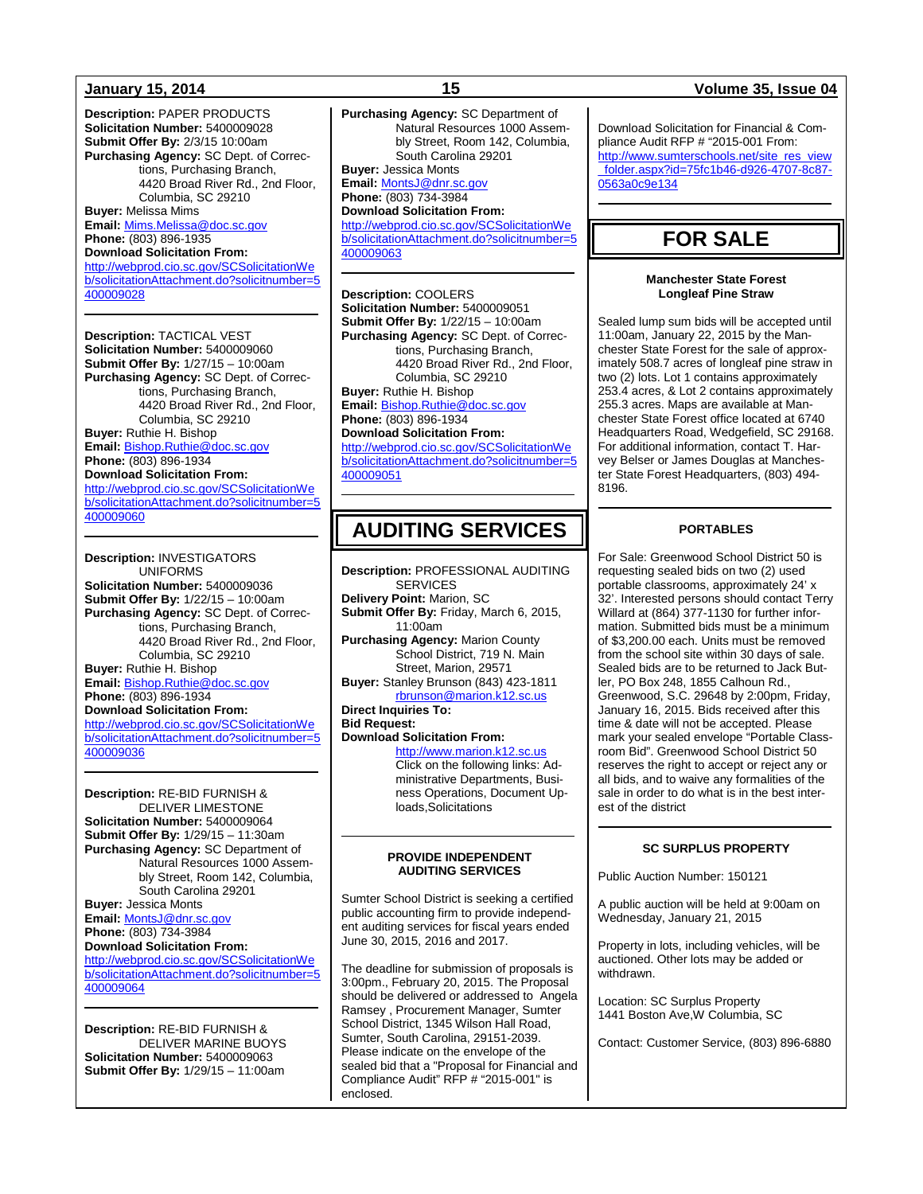**Description:** PAPER PRODUCTS
**Solicitation Number:** 5400009028
**Submit Offer By:** 2/3/15 10:00am
**Purchasing Agency:** SC Dept. of Corrections, Purchasing Branch, 4420 Broad River Rd., 2nd Floor, Columbia, SC 29210
**Buyer:** Melissa Mims
**Email:** Mims.Melissa@doc.sc.gov
**Phone:** (803) 896-1935
**Download Solicitation From:**
http://webprod.cio.sc.gov/SCSolicitationWeb/solicitationAttachment.do?solicitnumber=5400009028

---

**Description:** TACTICAL VEST
**Solicitation Number:** 5400009060
**Submit Offer By:** 1/27/15 – 10:00am
**Purchasing Agency:** SC Dept. of Corrections, Purchasing Branch, 4420 Broad River Rd., 2nd Floor, Columbia, SC 29210
**Buyer:** Ruthie H. Bishop
**Email:** Bishop.Ruthie@doc.sc.gov
**Phone:** (803) 896-1934
**Download Solicitation From:**
http://webprod.cio.sc.gov/SCSolicitationWeb/solicitationAttachment.do?solicitnumber=5400009060

---

**Description:** INVESTIGATORS UNIFORMS
**Solicitation Number:** 5400009036
**Submit Offer By:** 1/22/15 – 10:00am
**Purchasing Agency:** SC Dept. of Corrections, Purchasing Branch, 4420 Broad River Rd., 2nd Floor, Columbia, SC 29210
**Buyer:** Ruthie H. Bishop
**Email:** Bishop.Ruthie@doc.sc.gov
**Phone:** (803) 896-1934
**Download Solicitation From:**
http://webprod.cio.sc.gov/SCSolicitationWeb/solicitationAttachment.do?solicitnumber=5400009036

---

**Description:** RE-BID FURNISH & DELIVER LIMESTONE
**Solicitation Number:** 5400009064
**Submit Offer By:** 1/29/15 – 11:30am
**Purchasing Agency:** SC Department of Natural Resources 1000 Assembly Street, Room 142, Columbia, South Carolina 29201
**Buyer:** Jessica Monts
**Email:** MontsJ@dnr.sc.gov
**Phone:** (803) 734-3984
**Download Solicitation From:**
http://webprod.cio.sc.gov/SCSolicitationWeb/solicitationAttachment.do?solicitnumber=5400009064

---

**Description:** RE-BID FURNISH & DELIVER MARINE BUOYS
**Solicitation Number:** 5400009063
**Submit Offer By:** 1/29/15 – 11:00am
**Purchasing Agency:** SC Department of Natural Resources 1000 Assembly Street, Room 142, Columbia, South Carolina 29201
**Buyer:** Jessica Monts
**Email:** MontsJ@dnr.sc.gov
**Phone:** (803) 734-3984
**Download Solicitation From:**
http://webprod.cio.sc.gov/SCSolicitationWeb/solicitationAttachment.do?solicitnumber=5400009063

---

**Description:** COOLERS
**Solicitation Number:** 5400009051
**Submit Offer By:** 1/22/15 – 10:00am
**Purchasing Agency:** SC Dept. of Corrections, Purchasing Branch, 4420 Broad River Rd., 2nd Floor, Columbia, SC 29210
**Buyer:** Ruthie H. Bishop
**Email:** Bishop.Ruthie@doc.sc.gov
**Phone:** (803) 896-1934
**Download Solicitation From:**
http://webprod.cio.sc.gov/SCSolicitationWeb/solicitationAttachment.do?solicitnumber=5400009051

# AUDITING SERVICES

**Description:** PROFESSIONAL AUDITING SERVICES
**Delivery Point:** Marion, SC
**Submit Offer By:** Friday, March 6, 2015, 11:00am
**Purchasing Agency:** Marion County School District, 719 N. Main Street, Marion, 29571
**Buyer:** Stanley Brunson (843) 423-1811 rbrunson@marion.k12.sc.us
**Direct Inquiries To:**
**Bid Request:**
**Download Solicitation From:**
http://www.marion.k12.sc.us
Click on the following links: Administrative Departments, Business Operations, Document Uploads,Solicitations

---

### PROVIDE INDEPENDENT AUDITING SERVICES

Sumter School District is seeking a certified public accounting firm to provide independent auditing services for fiscal years ended June 30, 2015, 2016 and 2017.

The deadline for submission of proposals is 3:00pm., February 20, 2015. The Proposal should be delivered or addressed to Angela Ramsey , Procurement Manager, Sumter School District, 1345 Wilson Hall Road, Sumter, South Carolina, 29151-2039. Please indicate on the envelope of the sealed bid that a "Proposal for Financial and Compliance Audit" RFP # "2015-001" is enclosed.

Download Solicitation for Financial & Compliance Audit RFP # "2015-001 From:
http://www.sumterschools.net/site_res_view_folder.aspx?id=75fc1b46-d926-4707-8c87-0563a0c9e134

# FOR SALE

### Manchester State Forest Longleaf Pine Straw

Sealed lump sum bids will be accepted until 11:00am, January 22, 2015 by the Manchester State Forest for the sale of approximately 508.7 acres of longleaf pine straw in two (2) lots. Lot 1 contains approximately 253.4 acres, & Lot 2 contains approximately 255.3 acres. Maps are available at Manchester State Forest office located at 6740 Headquarters Road, Wedgefield, SC 29168. For additional information, contact T. Harvey Belser or James Douglas at Manchester State Forest Headquarters, (803) 494-8196.

---

### PORTABLES

For Sale: Greenwood School District 50 is requesting sealed bids on two (2) used portable classrooms, approximately 24' x 32'. Interested persons should contact Terry Willard at (864) 377-1130 for further information. Submitted bids must be a minimum of $3,200.00 each. Units must be removed from the school site within 30 days of sale. Sealed bids are to be returned to Jack Butler, PO Box 248, 1855 Calhoun Rd., Greenwood, S.C. 29648 by 2:00pm, Friday, January 16, 2015. Bids received after this time & date will not be accepted. Please mark your sealed envelope "Portable Classroom Bid". Greenwood School District 50 reserves the right to accept or reject any or all bids, and to waive any formalities of the sale in order to do what is in the best interest of the district

---

### SC SURPLUS PROPERTY

Public Auction Number: 150121

A public auction will be held at 9:00am on Wednesday, January 21, 2015

Property in lots, including vehicles, will be auctioned. Other lots may be added or withdrawn.

Location: SC Surplus Property
1441 Boston Ave,W Columbia, SC

Contact: Customer Service, (803) 896-6880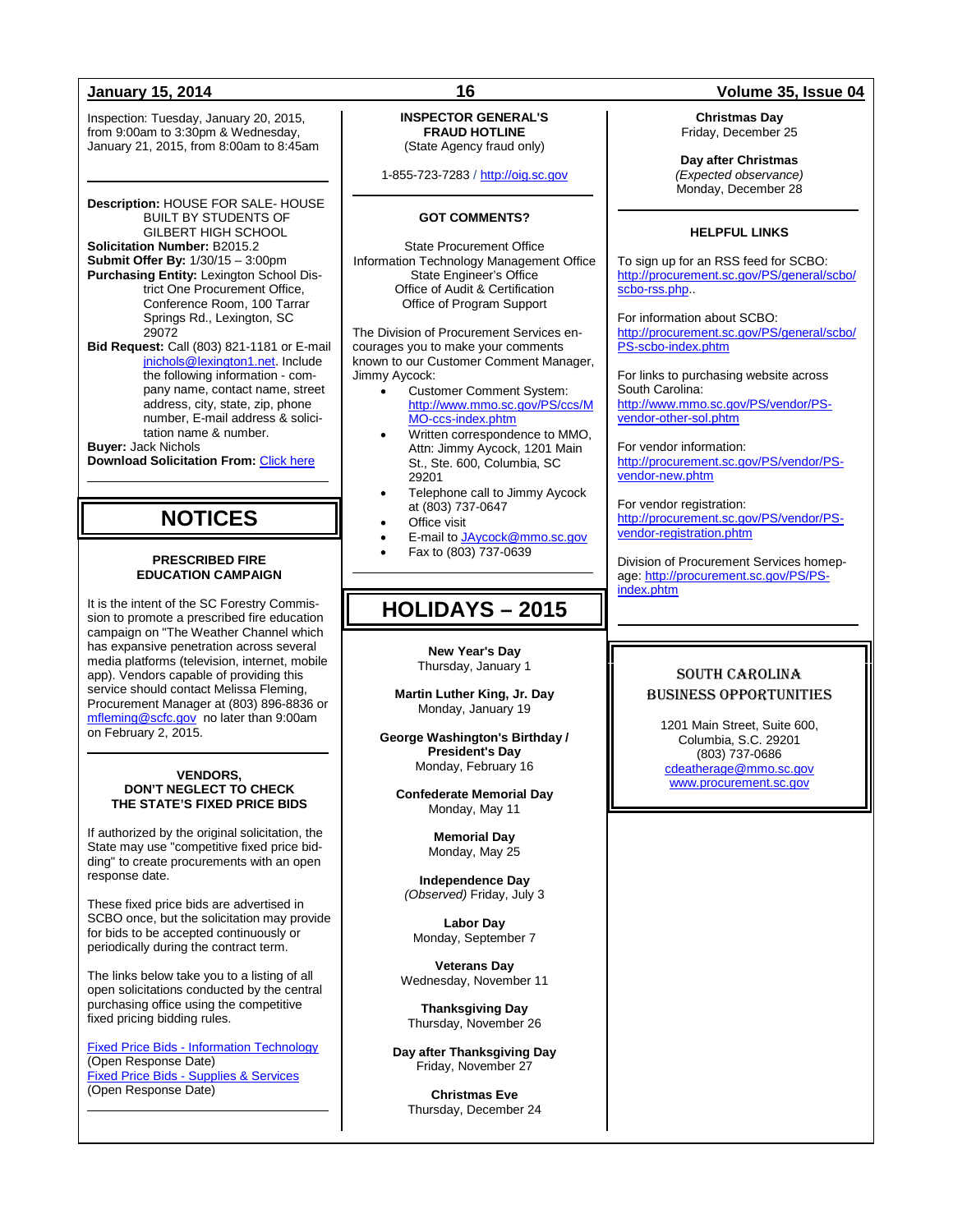Inspection: Tuesday, January 20, 2015, from 9:00am to 3:30pm & Wednesday, January 21, 2015, from 8:00am to 8:45am

---

**Description:** HOUSE FOR SALE- HOUSE BUILT BY STUDENTS OF GILBERT HIGH SCHOOL
**Solicitation Number:** B2015.2
**Submit Offer By:** 1/30/15 – 3:00pm
**Purchasing Entity:** Lexington School District One Procurement Office, Conference Room, 100 Tarrar Springs Rd., Lexington, SC 29072
**Bid Request:** Call (803) 821-1181 or E-mail jnichols@lexington1.net. Include the following information - company name, contact name, street address, city, state, zip, phone number, E-mail address & solicitation name & number.
**Buyer:** Jack Nichols
**Download Solicitation From:** Click here

---

# NOTICES

### PRESCRIBED FIRE EDUCATION CAMPAIGN

It is the intent of the SC Forestry Commission to promote a prescribed fire education campaign on "The Weather Channel which has expansive penetration across several media platforms (television, internet, mobile app). Vendors capable of providing this service should contact Melissa Fleming, Procurement Manager at (803) 896-8836 or mfleming@scfc.gov no later than 9:00am on February 2, 2015.

---

### VENDORS, DON'T NEGLECT TO CHECK THE STATE'S FIXED PRICE BIDS

If authorized by the original solicitation, the State may use "competitive fixed price bidding" to create procurements with an open response date.

These fixed price bids are advertised in SCBO once, but the solicitation may provide for bids to be accepted continuously or periodically during the contract term.

The links below take you to a listing of all open solicitations conducted by the central purchasing office using the competitive fixed pricing bidding rules.

Fixed Price Bids - Information Technology
(Open Response Date)
Fixed Price Bids - Supplies & Services
(Open Response Date)

---

### INSPECTOR GENERAL'S FRAUD HOTLINE
(State Agency fraud only)

1-855-723-7283 / http://oig.sc.gov

---

### GOT COMMENTS?

State Procurement Office
Information Technology Management Office
State Engineer's Office
Office of Audit & Certification
Office of Program Support

The Division of Procurement Services encourages you to make your comments known to our Customer Comment Manager, Jimmy Aycock:

- Customer Comment System: http://www.mmo.sc.gov/PS/ccs/MMO-ccs-index.phtm
- Written correspondence to MMO, Attn: Jimmy Aycock, 1201 Main St., Ste. 600, Columbia, SC 29201
- Telephone call to Jimmy Aycock at (803) 737-0647
- Office visit
- E-mail to JAycock@mmo.sc.gov
- Fax to (803) 737-0639

---

# HOLIDAYS – 2015

**New Year's Day**
Thursday, January 1

**Martin Luther King, Jr. Day**
Monday, January 19

**George Washington's Birthday / President's Day**
Monday, February 16

**Confederate Memorial Day**
Monday, May 11

**Memorial Day**
Monday, May 25

**Independence Day**
*(Observed)* Friday, July 3

**Labor Day**
Monday, September 7

**Veterans Day**
Wednesday, November 11

**Thanksgiving Day**
Thursday, November 26

**Day after Thanksgiving Day**
Friday, November 27

**Christmas Eve**
Thursday, December 24

**Christmas Day**
Friday, December 25

**Day after Christmas**
*(Expected observance)*
Monday, December 28

---

### HELPFUL LINKS

To sign up for an RSS feed for SCBO: http://procurement.sc.gov/PS/general/scbo/scbo-rss.php..

For information about SCBO: http://procurement.sc.gov/PS/general/scbo/PS-scbo-index.phtm

For links to purchasing website across South Carolina: http://www.mmo.sc.gov/PS/vendor/PS-vendor-other-sol.phtm

For vendor information: http://procurement.sc.gov/PS/vendor/PS-vendor-new.phtm

For vendor registration: http://procurement.sc.gov/PS/vendor/PS-vendor-registration.phtm

Division of Procurement Services homepage: http://procurement.sc.gov/PS/PS-index.phtm

---

### SOUTH CAROLINA BUSINESS OPPORTUNITIES

1201 Main Street, Suite 600,
Columbia, S.C. 29201
(803) 737-0686
cdeatherage@mmo.sc.gov
www.procurement.sc.gov